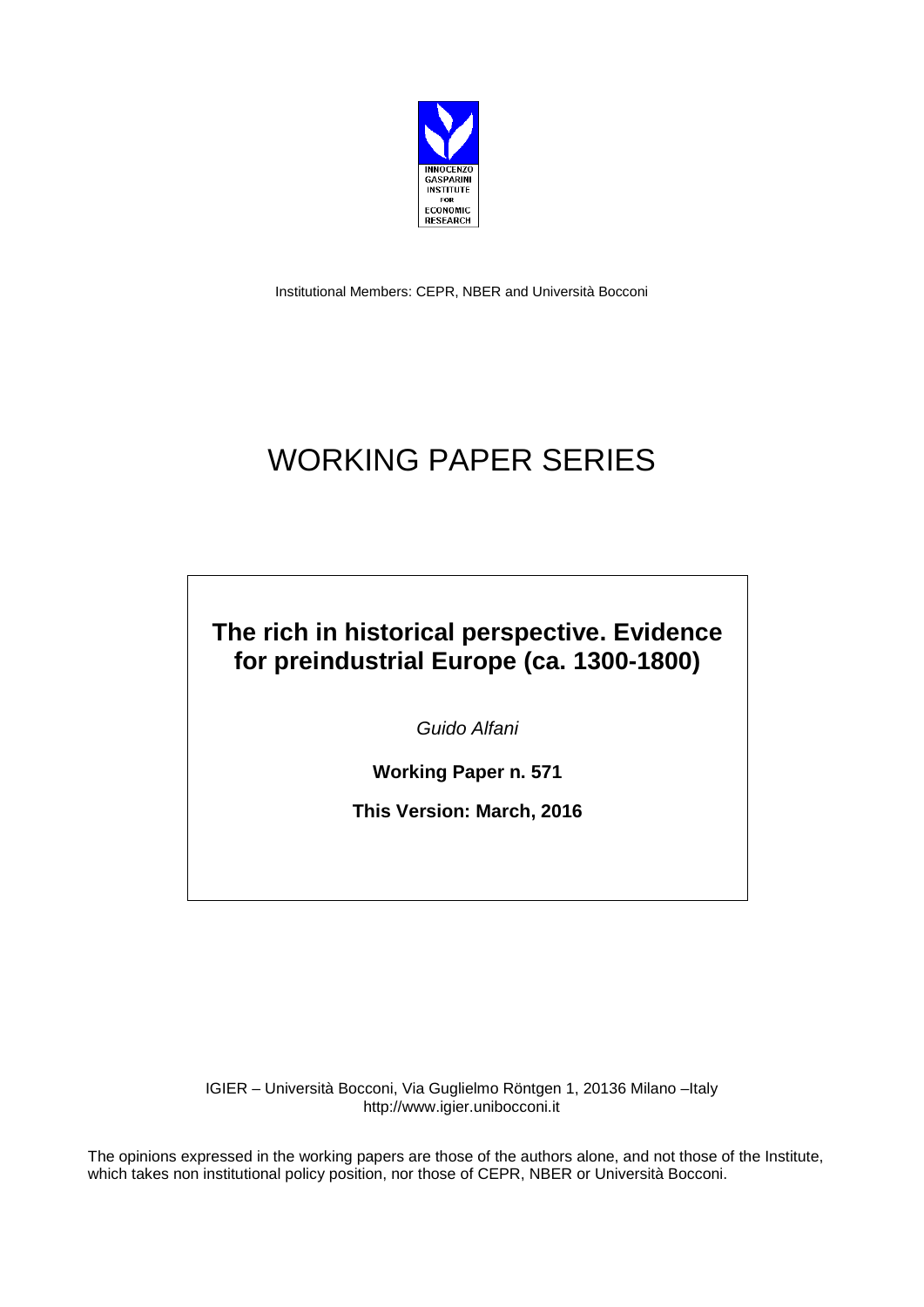INNOCENZO GASPARINI INSTITUTE FOR ECONOMIC RESEARCH

Institutional Members: CEPR, NBER and Università Bocconi

# WORKING PAPER SERIES

## The rich in historical perspective. Evidence for preindustrial Europe (ca. 1300-1800)

*Guido Alfani*

**Working Paper n. 571**

**This Version: March, 2016**

IGIER – Università Bocconi, Via Guglielmo Röntgen 1, 20136 Milano –Italy
http://www.igier.unibocconi.it

The opinions expressed in the working papers are those of the authors alone, and not those of the Institute, which takes non institutional policy position, nor those of CEPR, NBER or Università Bocconi.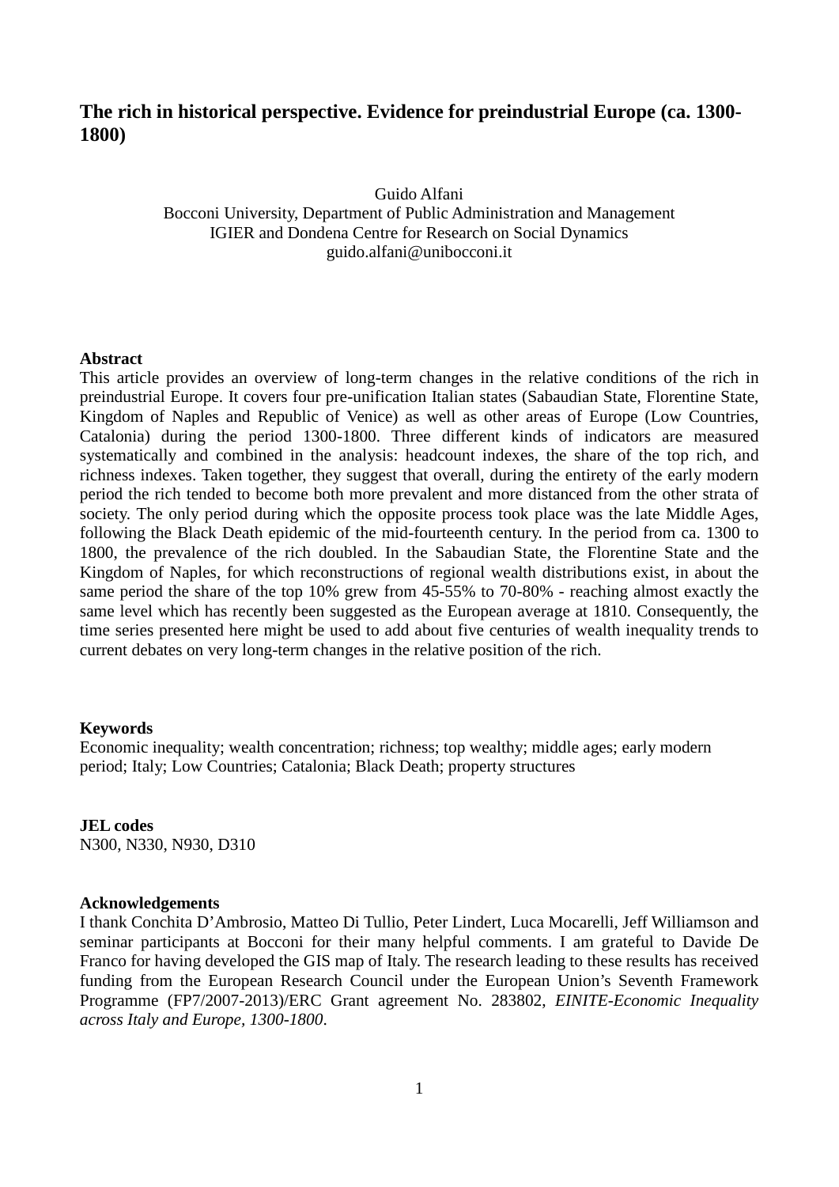# The rich in historical perspective. Evidence for preindustrial Europe (ca. 1300-1800)

Guido Alfani
Bocconi University, Department of Public Administration and Management
IGIER and Dondena Centre for Research on Social Dynamics
guido.alfani@unibocconi.it

**Abstract**

This article provides an overview of long-term changes in the relative conditions of the rich in preindustrial Europe. It covers four pre-unification Italian states (Sabaudian State, Florentine State, Kingdom of Naples and Republic of Venice) as well as other areas of Europe (Low Countries, Catalonia) during the period 1300-1800. Three different kinds of indicators are measured systematically and combined in the analysis: headcount indexes, the share of the top rich, and richness indexes. Taken together, they suggest that overall, during the entirety of the early modern period the rich tended to become both more prevalent and more distanced from the other strata of society. The only period during which the opposite process took place was the late Middle Ages, following the Black Death epidemic of the mid-fourteenth century. In the period from ca. 1300 to 1800, the prevalence of the rich doubled. In the Sabaudian State, the Florentine State and the Kingdom of Naples, for which reconstructions of regional wealth distributions exist, in about the same period the share of the top 10% grew from 45-55% to 70-80% - reaching almost exactly the same level which has recently been suggested as the European average at 1810. Consequently, the time series presented here might be used to add about five centuries of wealth inequality trends to current debates on very long-term changes in the relative position of the rich.

**Keywords**

Economic inequality; wealth concentration; richness; top wealthy; middle ages; early modern period; Italy; Low Countries; Catalonia; Black Death; property structures

**JEL codes**

N300, N330, N930, D310

**Acknowledgements**

I thank Conchita D'Ambrosio, Matteo Di Tullio, Peter Lindert, Luca Mocarelli, Jeff Williamson and seminar participants at Bocconi for their many helpful comments. I am grateful to Davide De Franco for having developed the GIS map of Italy. The research leading to these results has received funding from the European Research Council under the European Union's Seventh Framework Programme (FP7/2007-2013)/ERC Grant agreement No. 283802, *EINITE-Economic Inequality across Italy and Europe, 1300-1800*.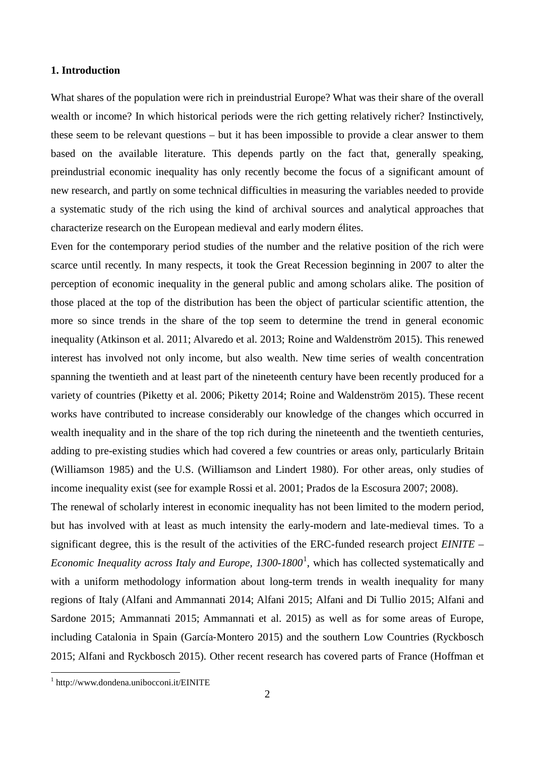## 1. Introduction

What shares of the population were rich in preindustrial Europe? What was their share of the overall wealth or income? In which historical periods were the rich getting relatively richer? Instinctively, these seem to be relevant questions – but it has been impossible to provide a clear answer to them based on the available literature. This depends partly on the fact that, generally speaking, preindustrial economic inequality has only recently become the focus of a significant amount of new research, and partly on some technical difficulties in measuring the variables needed to provide a systematic study of the rich using the kind of archival sources and analytical approaches that characterize research on the European medieval and early modern élites.

Even for the contemporary period studies of the number and the relative position of the rich were scarce until recently. In many respects, it took the Great Recession beginning in 2007 to alter the perception of economic inequality in the general public and among scholars alike. The position of those placed at the top of the distribution has been the object of particular scientific attention, the more so since trends in the share of the top seem to determine the trend in general economic inequality (Atkinson et al. 2011; Alvaredo et al. 2013; Roine and Waldenström 2015). This renewed interest has involved not only income, but also wealth. New time series of wealth concentration spanning the twentieth and at least part of the nineteenth century have been recently produced for a variety of countries (Piketty et al. 2006; Piketty 2014; Roine and Waldenström 2015). These recent works have contributed to increase considerably our knowledge of the changes which occurred in wealth inequality and in the share of the top rich during the nineteenth and the twentieth centuries, adding to pre-existing studies which had covered a few countries or areas only, particularly Britain (Williamson 1985) and the U.S. (Williamson and Lindert 1980). For other areas, only studies of income inequality exist (see for example Rossi et al. 2001; Prados de la Escosura 2007; 2008).

The renewal of scholarly interest in economic inequality has not been limited to the modern period, but has involved with at least as much intensity the early-modern and late-medieval times. To a significant degree, this is the result of the activities of the ERC-funded research project *EINITE – Economic Inequality across Italy and Europe, 1300-1800*[1], which has collected systematically and with a uniform methodology information about long-term trends in wealth inequality for many regions of Italy (Alfani and Ammannati 2014; Alfani 2015; Alfani and Di Tullio 2015; Alfani and Sardone 2015; Ammannati 2015; Ammannati et al. 2015) as well as for some areas of Europe, including Catalonia in Spain (García-Montero 2015) and the southern Low Countries (Ryckbosch 2015; Alfani and Ryckbosch 2015). Other recent research has covered parts of France (Hoffman et

[1] http://www.dondena.unibocconi.it/EINITE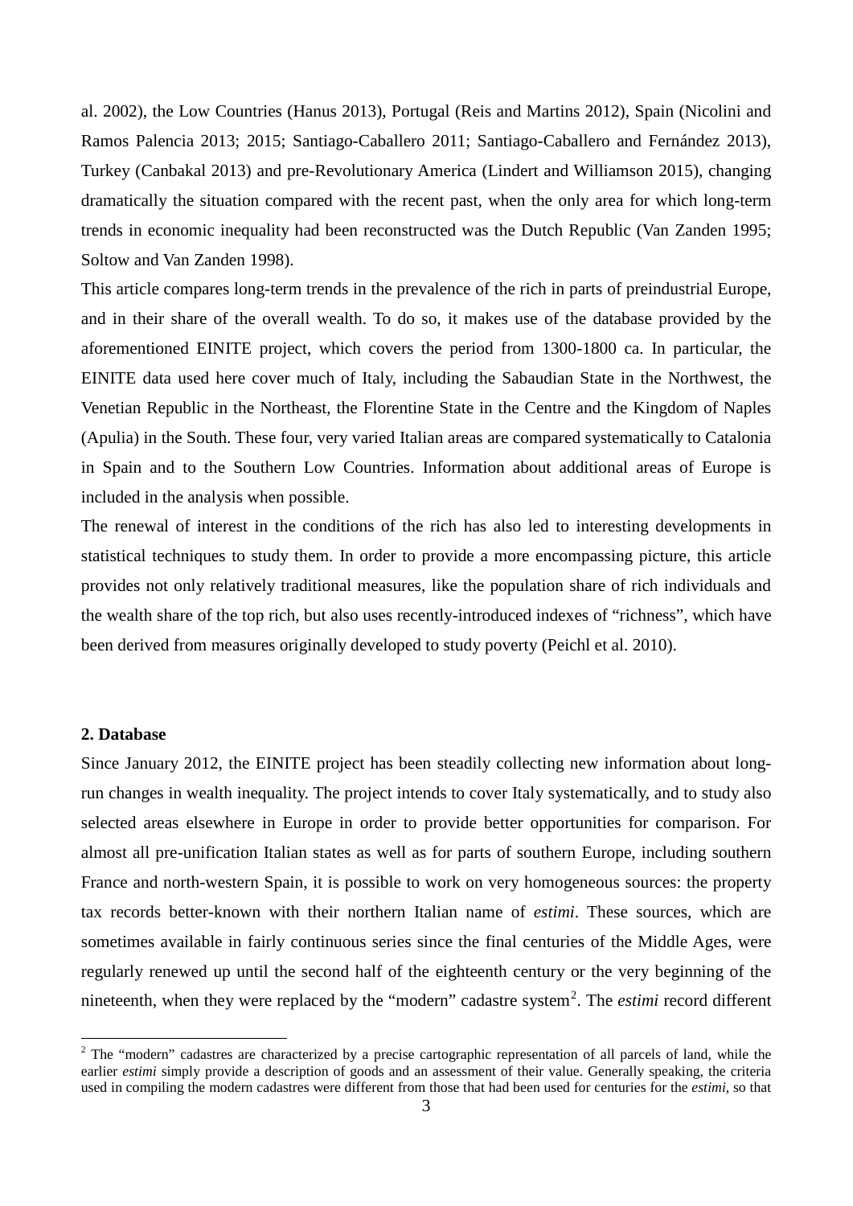al. 2002), the Low Countries (Hanus 2013), Portugal (Reis and Martins 2012), Spain (Nicolini and Ramos Palencia 2013; 2015; Santiago-Caballero 2011; Santiago-Caballero and Fernández 2013), Turkey (Canbakal 2013) and pre-Revolutionary America (Lindert and Williamson 2015), changing dramatically the situation compared with the recent past, when the only area for which long-term trends in economic inequality had been reconstructed was the Dutch Republic (Van Zanden 1995; Soltow and Van Zanden 1998).

This article compares long-term trends in the prevalence of the rich in parts of preindustrial Europe, and in their share of the overall wealth. To do so, it makes use of the database provided by the aforementioned EINITE project, which covers the period from 1300-1800 ca. In particular, the EINITE data used here cover much of Italy, including the Sabaudian State in the Northwest, the Venetian Republic in the Northeast, the Florentine State in the Centre and the Kingdom of Naples (Apulia) in the South. These four, very varied Italian areas are compared systematically to Catalonia in Spain and to the Southern Low Countries. Information about additional areas of Europe is included in the analysis when possible.

The renewal of interest in the conditions of the rich has also led to interesting developments in statistical techniques to study them. In order to provide a more encompassing picture, this article provides not only relatively traditional measures, like the population share of rich individuals and the wealth share of the top rich, but also uses recently-introduced indexes of "richness", which have been derived from measures originally developed to study poverty (Peichl et al. 2010).

## 2. Database

Since January 2012, the EINITE project has been steadily collecting new information about long-run changes in wealth inequality. The project intends to cover Italy systematically, and to study also selected areas elsewhere in Europe in order to provide better opportunities for comparison. For almost all pre-unification Italian states as well as for parts of southern Europe, including southern France and north-western Spain, it is possible to work on very homogeneous sources: the property tax records better-known with their northern Italian name of *estimi*. These sources, which are sometimes available in fairly continuous series since the final centuries of the Middle Ages, were regularly renewed up until the second half of the eighteenth century or the very beginning of the nineteenth, when they were replaced by the "modern" cadastre system[2]. The *estimi* record different

[2] The "modern" cadastres are characterized by a precise cartographic representation of all parcels of land, while the earlier *estimi* simply provide a description of goods and an assessment of their value. Generally speaking, the criteria used in compiling the modern cadastres were different from those that had been used for centuries for the *estimi*, so that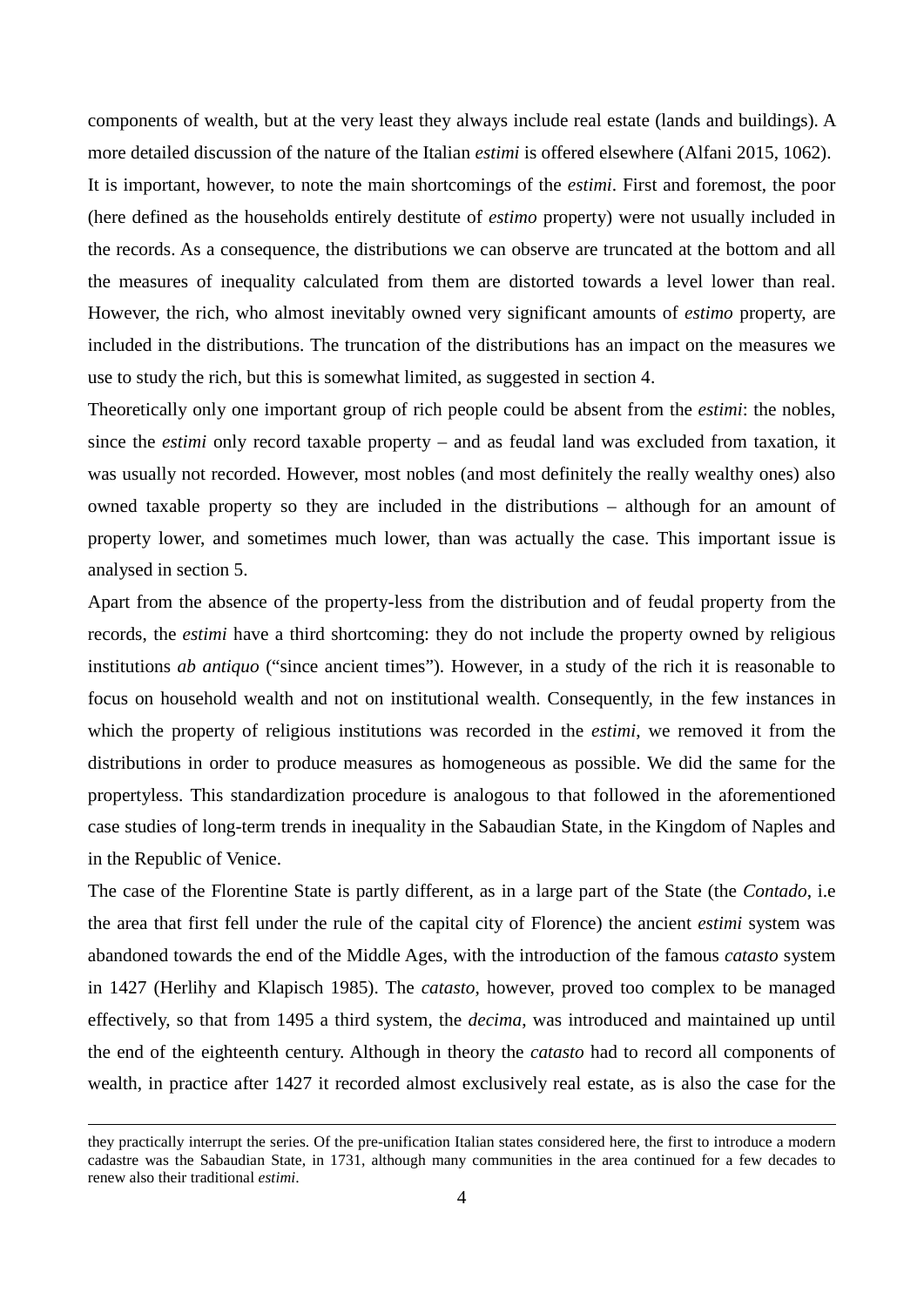components of wealth, but at the very least they always include real estate (lands and buildings). A more detailed discussion of the nature of the Italian *estimi* is offered elsewhere (Alfani 2015, 1062).

It is important, however, to note the main shortcomings of the *estimi*. First and foremost, the poor (here defined as the households entirely destitute of *estimo* property) were not usually included in the records. As a consequence, the distributions we can observe are truncated at the bottom and all the measures of inequality calculated from them are distorted towards a level lower than real. However, the rich, who almost inevitably owned very significant amounts of *estimo* property, are included in the distributions. The truncation of the distributions has an impact on the measures we use to study the rich, but this is somewhat limited, as suggested in section 4.

Theoretically only one important group of rich people could be absent from the *estimi*: the nobles, since the *estimi* only record taxable property – and as feudal land was excluded from taxation, it was usually not recorded. However, most nobles (and most definitely the really wealthy ones) also owned taxable property so they are included in the distributions – although for an amount of property lower, and sometimes much lower, than was actually the case. This important issue is analysed in section 5.

Apart from the absence of the property-less from the distribution and of feudal property from the records, the *estimi* have a third shortcoming: they do not include the property owned by religious institutions *ab antiquo* ("since ancient times"). However, in a study of the rich it is reasonable to focus on household wealth and not on institutional wealth. Consequently, in the few instances in which the property of religious institutions was recorded in the *estimi*, we removed it from the distributions in order to produce measures as homogeneous as possible. We did the same for the propertyless. This standardization procedure is analogous to that followed in the aforementioned case studies of long-term trends in inequality in the Sabaudian State, in the Kingdom of Naples and in the Republic of Venice.

The case of the Florentine State is partly different, as in a large part of the State (the *Contado*, i.e the area that first fell under the rule of the capital city of Florence) the ancient *estimi* system was abandoned towards the end of the Middle Ages, with the introduction of the famous *catasto* system in 1427 (Herlihy and Klapisch 1985). The *catasto*, however, proved too complex to be managed effectively, so that from 1495 a third system, the *decima*, was introduced and maintained up until the end of the eighteenth century. Although in theory the *catasto* had to record all components of wealth, in practice after 1427 it recorded almost exclusively real estate, as is also the case for the

---

they practically interrupt the series. Of the pre-unification Italian states considered here, the first to introduce a modern cadastre was the Sabaudian State, in 1731, although many communities in the area continued for a few decades to renew also their traditional *estimi*.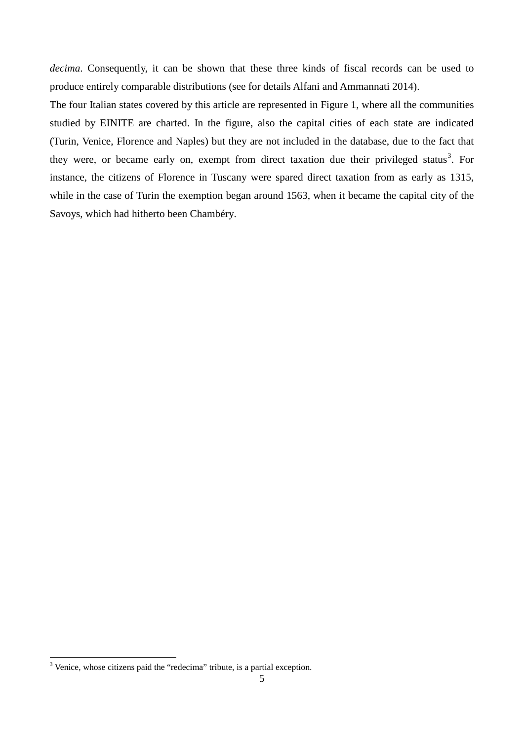*decima*. Consequently, it can be shown that these three kinds of fiscal records can be used to produce entirely comparable distributions (see for details Alfani and Ammannati 2014).

The four Italian states covered by this article are represented in Figure 1, where all the communities studied by EINITE are charted. In the figure, also the capital cities of each state are indicated (Turin, Venice, Florence and Naples) but they are not included in the database, due to the fact that they were, or became early on, exempt from direct taxation due their privileged status[3]. For instance, the citizens of Florence in Tuscany were spared direct taxation from as early as 1315, while in the case of Turin the exemption began around 1563, when it became the capital city of the Savoys, which had hitherto been Chambéry.

[3] Venice, whose citizens paid the "redecima" tribute, is a partial exception.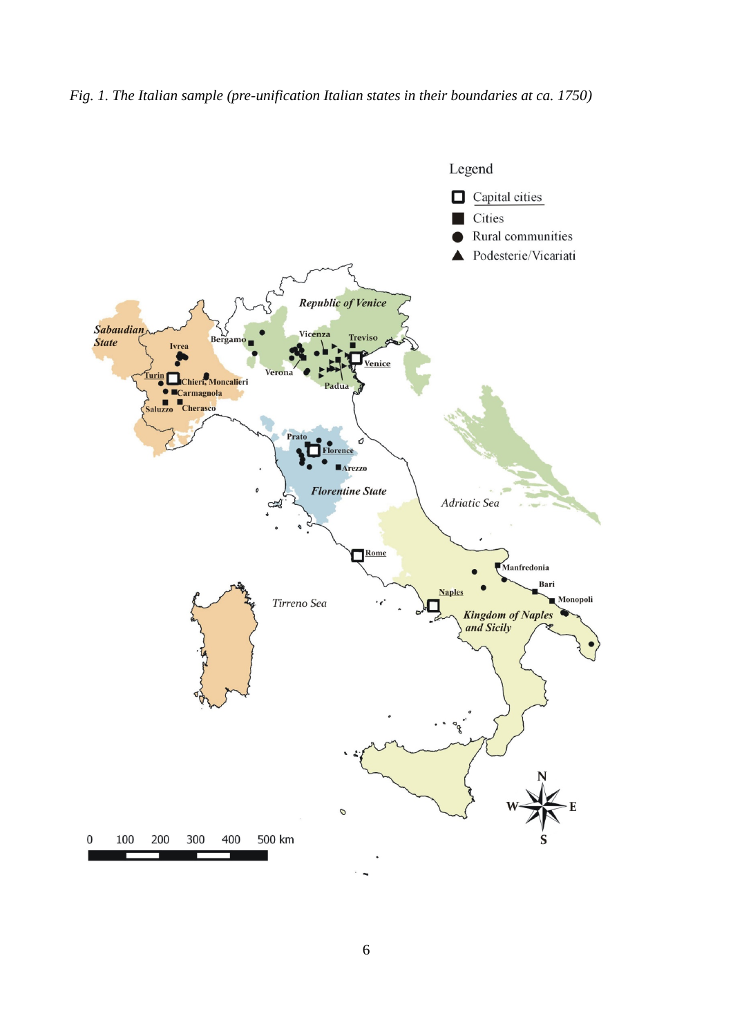*Fig. 1. The Italian sample (pre-unification Italian states in their boundaries at ca. 1750)*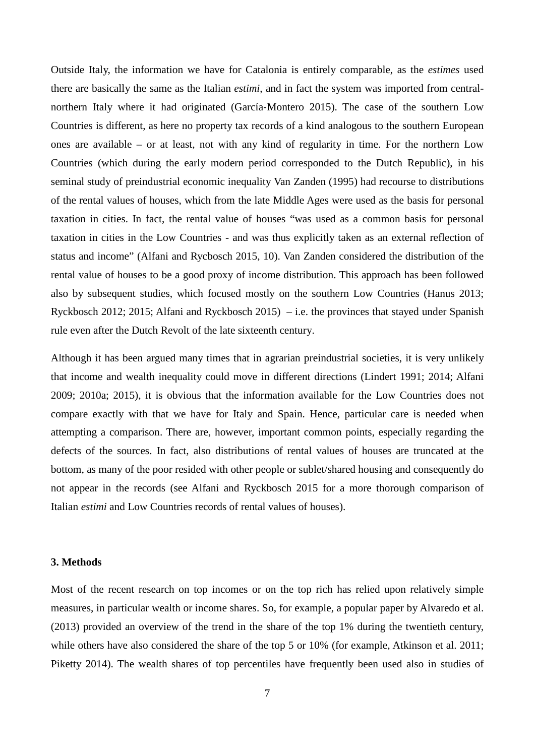Outside Italy, the information we have for Catalonia is entirely comparable, as the *estimes* used there are basically the same as the Italian *estimi*, and in fact the system was imported from central-northern Italy where it had originated (García-Montero 2015). The case of the southern Low Countries is different, as here no property tax records of a kind analogous to the southern European ones are available – or at least, not with any kind of regularity in time. For the northern Low Countries (which during the early modern period corresponded to the Dutch Republic), in his seminal study of preindustrial economic inequality Van Zanden (1995) had recourse to distributions of the rental values of houses, which from the late Middle Ages were used as the basis for personal taxation in cities. In fact, the rental value of houses "was used as a common basis for personal taxation in cities in the Low Countries - and was thus explicitly taken as an external reflection of status and income" (Alfani and Rycbosch 2015, 10). Van Zanden considered the distribution of the rental value of houses to be a good proxy of income distribution. This approach has been followed also by subsequent studies, which focused mostly on the southern Low Countries (Hanus 2013; Ryckbosch 2012; 2015; Alfani and Ryckbosch 2015) – i.e. the provinces that stayed under Spanish rule even after the Dutch Revolt of the late sixteenth century.

Although it has been argued many times that in agrarian preindustrial societies, it is very unlikely that income and wealth inequality could move in different directions (Lindert 1991; 2014; Alfani 2009; 2010a; 2015), it is obvious that the information available for the Low Countries does not compare exactly with that we have for Italy and Spain. Hence, particular care is needed when attempting a comparison. There are, however, important common points, especially regarding the defects of the sources. In fact, also distributions of rental values of houses are truncated at the bottom, as many of the poor resided with other people or sublet/shared housing and consequently do not appear in the records (see Alfani and Ryckbosch 2015 for a more thorough comparison of Italian *estimi* and Low Countries records of rental values of houses).

### 3. Methods

Most of the recent research on top incomes or on the top rich has relied upon relatively simple measures, in particular wealth or income shares. So, for example, a popular paper by Alvaredo et al. (2013) provided an overview of the trend in the share of the top 1% during the twentieth century, while others have also considered the share of the top 5 or 10% (for example, Atkinson et al. 2011; Piketty 2014). The wealth shares of top percentiles have frequently been used also in studies of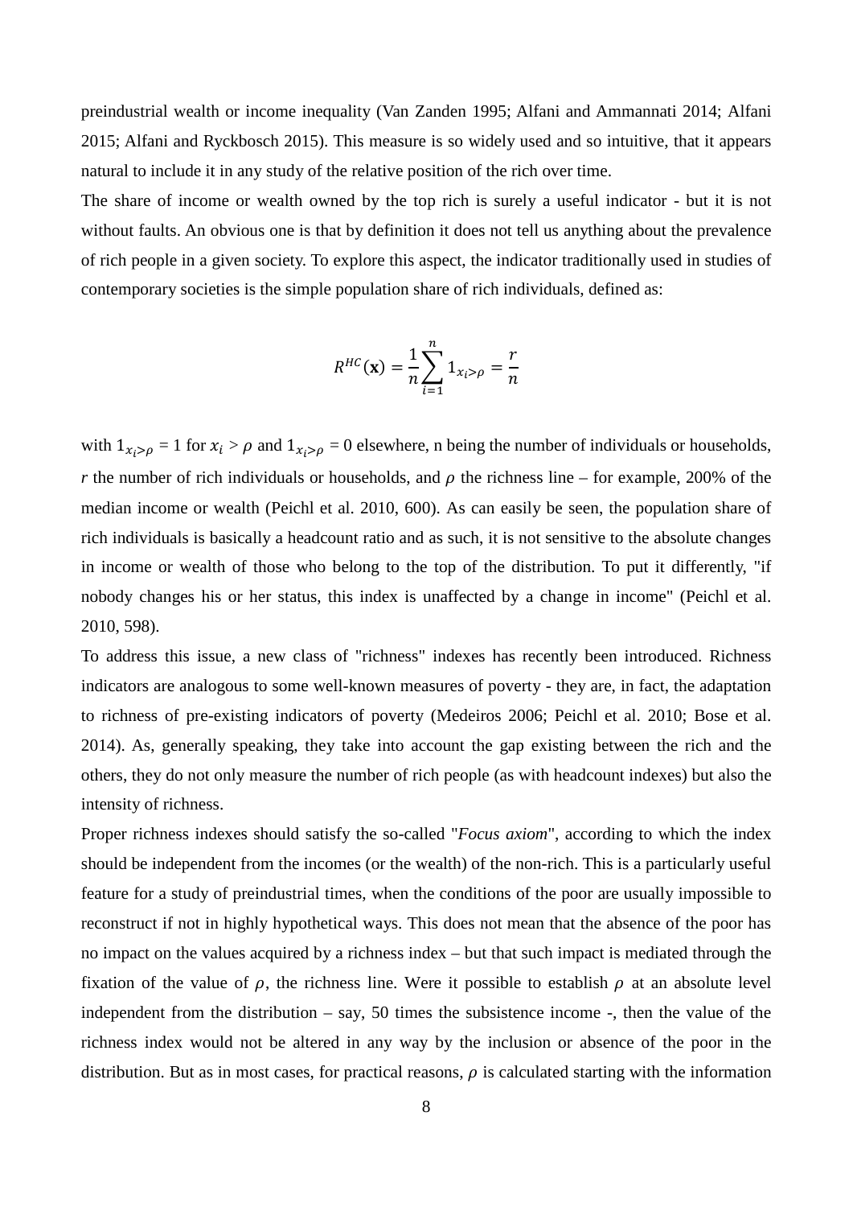preindustrial wealth or income inequality (Van Zanden 1995; Alfani and Ammannati 2014; Alfani 2015; Alfani and Ryckbosch 2015). This measure is so widely used and so intuitive, that it appears natural to include it in any study of the relative position of the rich over time.

The share of income or wealth owned by the top rich is surely a useful indicator - but it is not without faults. An obvious one is that by definition it does not tell us anything about the prevalence of rich people in a given society. To explore this aspect, the indicator traditionally used in studies of contemporary societies is the simple population share of rich individuals, defined as:

$$R^{HC}(\mathbf{x}) = \frac{1}{n}\sum_{i=1}^{n} 1_{x_i > \rho} = \frac{r}{n}$$

with $1_{x_i > \rho} = 1$ for $x_i > \rho$ and $1_{x_i > \rho} = 0$ elsewhere, n being the number of individuals or households, *r* the number of rich individuals or households, and $\rho$ the richness line – for example, 200% of the median income or wealth (Peichl et al. 2010, 600). As can easily be seen, the population share of rich individuals is basically a headcount ratio and as such, it is not sensitive to the absolute changes in income or wealth of those who belong to the top of the distribution. To put it differently, "if nobody changes his or her status, this index is unaffected by a change in income" (Peichl et al. 2010, 598).

To address this issue, a new class of "richness" indexes has recently been introduced. Richness indicators are analogous to some well-known measures of poverty - they are, in fact, the adaptation to richness of pre-existing indicators of poverty (Medeiros 2006; Peichl et al. 2010; Bose et al. 2014). As, generally speaking, they take into account the gap existing between the rich and the others, they do not only measure the number of rich people (as with headcount indexes) but also the intensity of richness.

Proper richness indexes should satisfy the so-called "*Focus axiom*", according to which the index should be independent from the incomes (or the wealth) of the non-rich. This is a particularly useful feature for a study of preindustrial times, when the conditions of the poor are usually impossible to reconstruct if not in highly hypothetical ways. This does not mean that the absence of the poor has no impact on the values acquired by a richness index – but that such impact is mediated through the fixation of the value of $\rho$, the richness line. Were it possible to establish $\rho$ at an absolute level independent from the distribution – say, 50 times the subsistence income -, then the value of the richness index would not be altered in any way by the inclusion or absence of the poor in the distribution. But as in most cases, for practical reasons, $\rho$ is calculated starting with the information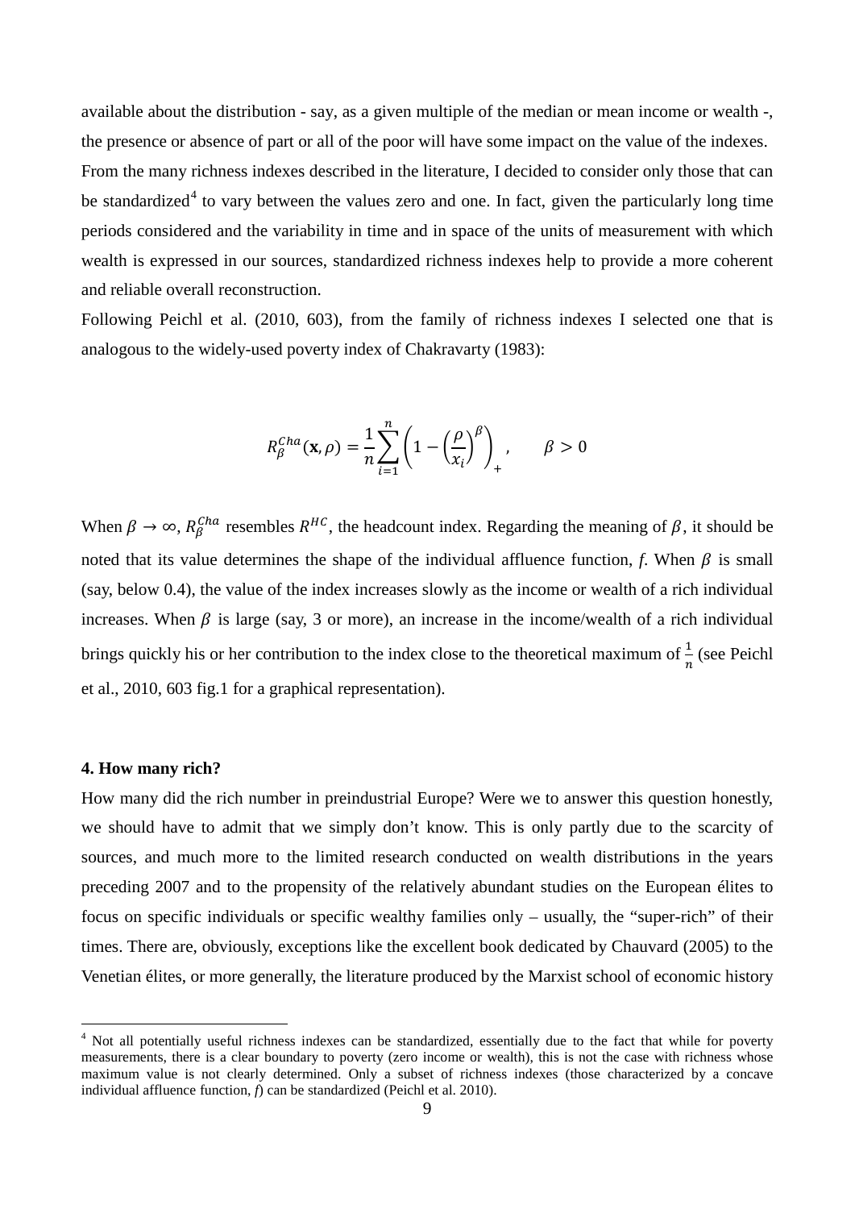available about the distribution - say, as a given multiple of the median or mean income or wealth -, the presence or absence of part or all of the poor will have some impact on the value of the indexes.

From the many richness indexes described in the literature, I decided to consider only those that can be standardized[4] to vary between the values zero and one. In fact, given the particularly long time periods considered and the variability in time and in space of the units of measurement with which wealth is expressed in our sources, standardized richness indexes help to provide a more coherent and reliable overall reconstruction.

Following Peichl et al. (2010, 603), from the family of richness indexes I selected one that is analogous to the widely-used poverty index of Chakravarty (1983):

$$R_{\beta}^{Cha}(\mathbf{x}, \rho) = \frac{1}{n}\sum_{i=1}^{n}\left(1-\left(\frac{\rho}{x_i}\right)^{\beta}\right)_{+}, \qquad \beta > 0$$

When $\beta \rightarrow \infty$, $R_{\beta}^{Cha}$ resembles $R^{HC}$, the headcount index. Regarding the meaning of $\beta$, it should be noted that its value determines the shape of the individual affluence function, *f*. When $\beta$ is small (say, below 0.4), the value of the index increases slowly as the income or wealth of a rich individual increases. When $\beta$ is large (say, 3 or more), an increase in the income/wealth of a rich individual brings quickly his or her contribution to the index close to the theoretical maximum of $\frac{1}{n}$ (see Peichl et al., 2010, 603 fig.1 for a graphical representation).

## 4. How many rich?

How many did the rich number in preindustrial Europe? Were we to answer this question honestly, we should have to admit that we simply don't know. This is only partly due to the scarcity of sources, and much more to the limited research conducted on wealth distributions in the years preceding 2007 and to the propensity of the relatively abundant studies on the European élites to focus on specific individuals or specific wealthy families only – usually, the "super-rich" of their times. There are, obviously, exceptions like the excellent book dedicated by Chauvard (2005) to the Venetian élites, or more generally, the literature produced by the Marxist school of economic history

[4] Not all potentially useful richness indexes can be standardized, essentially due to the fact that while for poverty measurements, there is a clear boundary to poverty (zero income or wealth), this is not the case with richness whose maximum value is not clearly determined. Only a subset of richness indexes (those characterized by a concave individual affluence function, *f*) can be standardized (Peichl et al. 2010).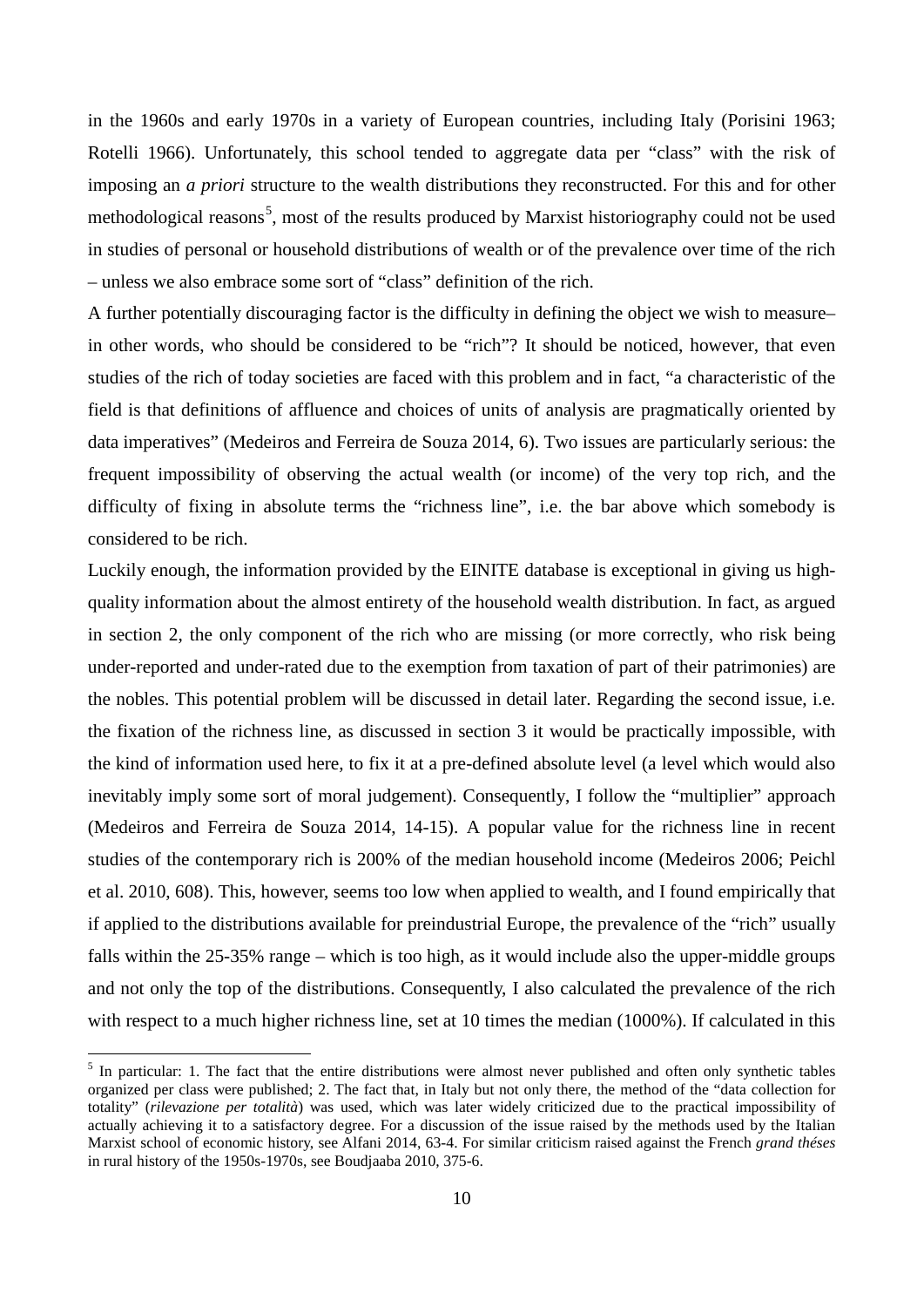in the 1960s and early 1970s in a variety of European countries, including Italy (Porisini 1963; Rotelli 1966). Unfortunately, this school tended to aggregate data per "class" with the risk of imposing an *a priori* structure to the wealth distributions they reconstructed. For this and for other methodological reasons[5], most of the results produced by Marxist historiography could not be used in studies of personal or household distributions of wealth or of the prevalence over time of the rich – unless we also embrace some sort of "class" definition of the rich.

A further potentially discouraging factor is the difficulty in defining the object we wish to measure– in other words, who should be considered to be "rich"? It should be noticed, however, that even studies of the rich of today societies are faced with this problem and in fact, "a characteristic of the field is that definitions of affluence and choices of units of analysis are pragmatically oriented by data imperatives" (Medeiros and Ferreira de Souza 2014, 6). Two issues are particularly serious: the frequent impossibility of observing the actual wealth (or income) of the very top rich, and the difficulty of fixing in absolute terms the "richness line", i.e. the bar above which somebody is considered to be rich.

Luckily enough, the information provided by the EINITE database is exceptional in giving us high-quality information about the almost entirety of the household wealth distribution. In fact, as argued in section 2, the only component of the rich who are missing (or more correctly, who risk being under-reported and under-rated due to the exemption from taxation of part of their patrimonies) are the nobles. This potential problem will be discussed in detail later. Regarding the second issue, i.e. the fixation of the richness line, as discussed in section 3 it would be practically impossible, with the kind of information used here, to fix it at a pre-defined absolute level (a level which would also inevitably imply some sort of moral judgement). Consequently, I follow the "multiplier" approach (Medeiros and Ferreira de Souza 2014, 14-15). A popular value for the richness line in recent studies of the contemporary rich is 200% of the median household income (Medeiros 2006; Peichl et al. 2010, 608). This, however, seems too low when applied to wealth, and I found empirically that if applied to the distributions available for preindustrial Europe, the prevalence of the "rich" usually falls within the 25-35% range – which is too high, as it would include also the upper-middle groups and not only the top of the distributions. Consequently, I also calculated the prevalence of the rich with respect to a much higher richness line, set at 10 times the median (1000%). If calculated in this

[5] In particular: 1. The fact that the entire distributions were almost never published and often only synthetic tables organized per class were published; 2. The fact that, in Italy but not only there, the method of the "data collection for totality" (*rilevazione per totalità*) was used, which was later widely criticized due to the practical impossibility of actually achieving it to a satisfactory degree. For a discussion of the issue raised by the methods used by the Italian Marxist school of economic history, see Alfani 2014, 63-4. For similar criticism raised against the French *grand théses* in rural history of the 1950s-1970s, see Boudjaaba 2010, 375-6.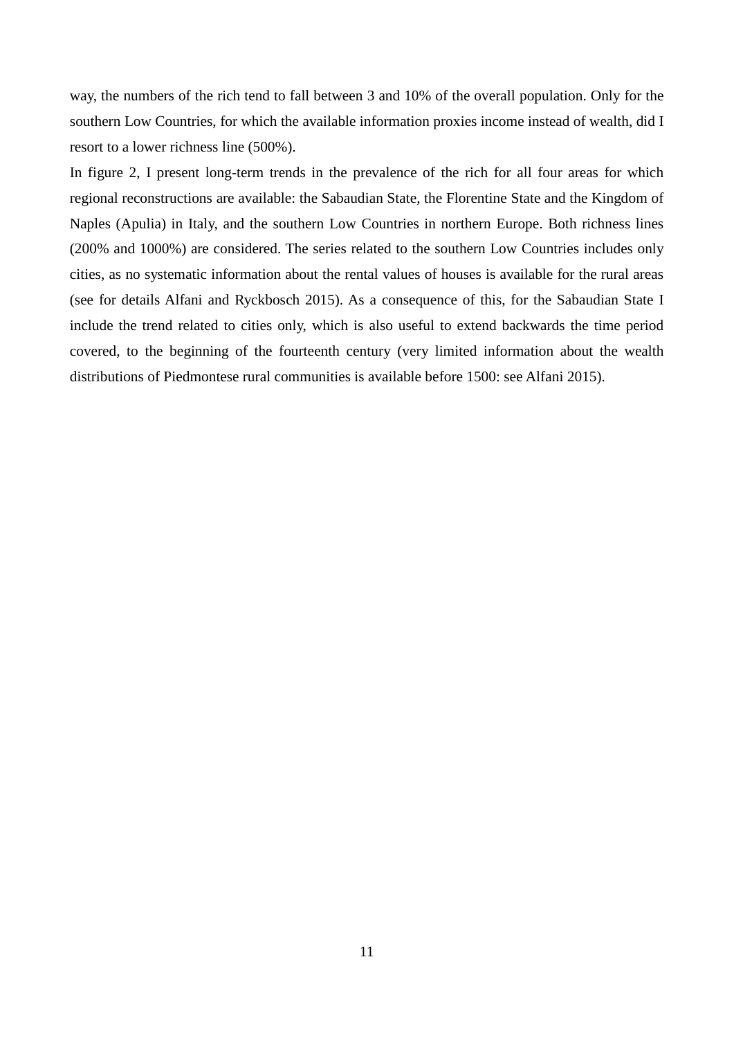way, the numbers of the rich tend to fall between 3 and 10% of the overall population. Only for the southern Low Countries, for which the available information proxies income instead of wealth, did I resort to a lower richness line (500%).

In figure 2, I present long-term trends in the prevalence of the rich for all four areas for which regional reconstructions are available: the Sabaudian State, the Florentine State and the Kingdom of Naples (Apulia) in Italy, and the southern Low Countries in northern Europe. Both richness lines (200% and 1000%) are considered. The series related to the southern Low Countries includes only cities, as no systematic information about the rental values of houses is available for the rural areas (see for details Alfani and Ryckbosch 2015). As a consequence of this, for the Sabaudian State I include the trend related to cities only, which is also useful to extend backwards the time period covered, to the beginning of the fourteenth century (very limited information about the wealth distributions of Piedmontese rural communities is available before 1500: see Alfani 2015).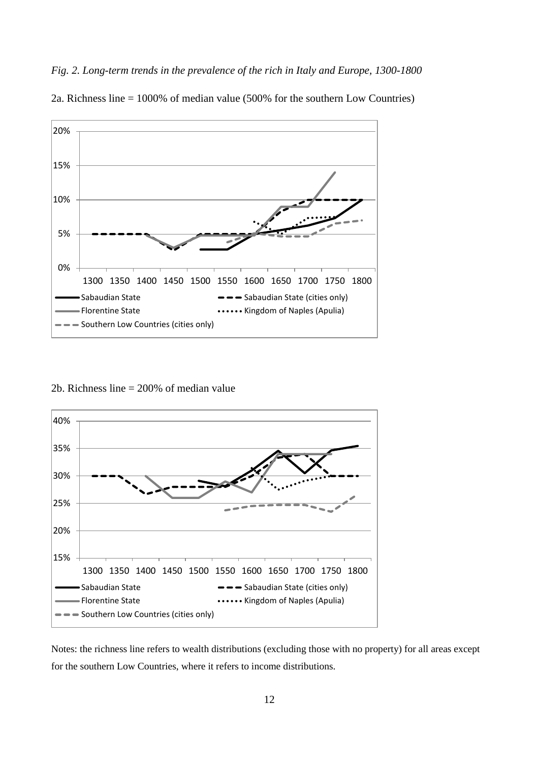*Fig. 2. Long-term trends in the prevalence of the rich in Italy and Europe, 1300-1800*

2a. Richness line = 1000% of median value (500% for the southern Low Countries)

2b. Richness line = 200% of median value

Notes: the richness line refers to wealth distributions (excluding those with no property) for all areas except for the southern Low Countries, where it refers to income distributions.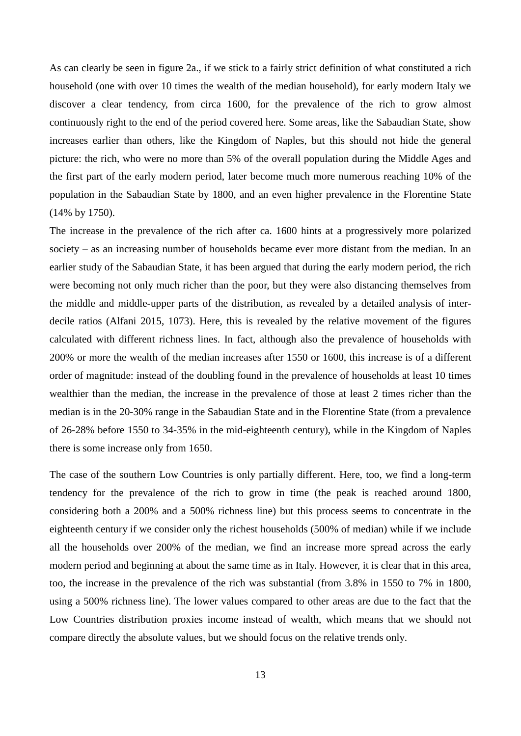As can clearly be seen in figure 2a., if we stick to a fairly strict definition of what constituted a rich household (one with over 10 times the wealth of the median household), for early modern Italy we discover a clear tendency, from circa 1600, for the prevalence of the rich to grow almost continuously right to the end of the period covered here. Some areas, like the Sabaudian State, show increases earlier than others, like the Kingdom of Naples, but this should not hide the general picture: the rich, who were no more than 5% of the overall population during the Middle Ages and the first part of the early modern period, later become much more numerous reaching 10% of the population in the Sabaudian State by 1800, and an even higher prevalence in the Florentine State (14% by 1750).

The increase in the prevalence of the rich after ca. 1600 hints at a progressively more polarized society – as an increasing number of households became ever more distant from the median. In an earlier study of the Sabaudian State, it has been argued that during the early modern period, the rich were becoming not only much richer than the poor, but they were also distancing themselves from the middle and middle-upper parts of the distribution, as revealed by a detailed analysis of inter-decile ratios (Alfani 2015, 1073). Here, this is revealed by the relative movement of the figures calculated with different richness lines. In fact, although also the prevalence of households with 200% or more the wealth of the median increases after 1550 or 1600, this increase is of a different order of magnitude: instead of the doubling found in the prevalence of households at least 10 times wealthier than the median, the increase in the prevalence of those at least 2 times richer than the median is in the 20-30% range in the Sabaudian State and in the Florentine State (from a prevalence of 26-28% before 1550 to 34-35% in the mid-eighteenth century), while in the Kingdom of Naples there is some increase only from 1650.

The case of the southern Low Countries is only partially different. Here, too, we find a long-term tendency for the prevalence of the rich to grow in time (the peak is reached around 1800, considering both a 200% and a 500% richness line) but this process seems to concentrate in the eighteenth century if we consider only the richest households (500% of median) while if we include all the households over 200% of the median, we find an increase more spread across the early modern period and beginning at about the same time as in Italy. However, it is clear that in this area, too, the increase in the prevalence of the rich was substantial (from 3.8% in 1550 to 7% in 1800, using a 500% richness line). The lower values compared to other areas are due to the fact that the Low Countries distribution proxies income instead of wealth, which means that we should not compare directly the absolute values, but we should focus on the relative trends only.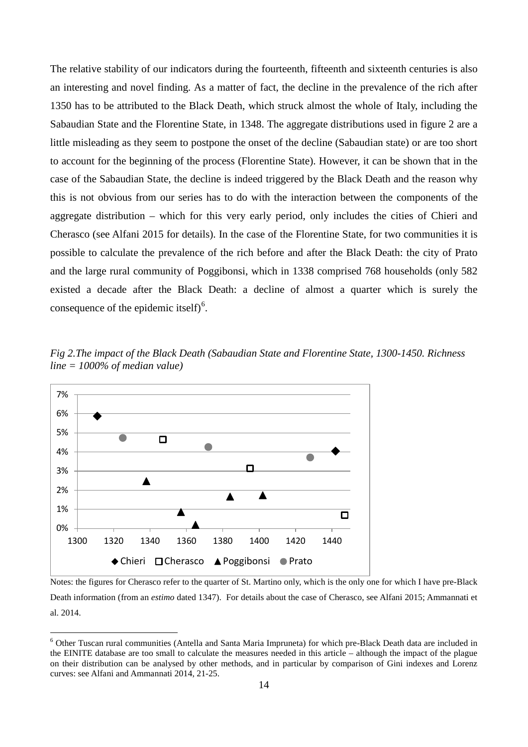The relative stability of our indicators during the fourteenth, fifteenth and sixteenth centuries is also an interesting and novel finding. As a matter of fact, the decline in the prevalence of the rich after 1350 has to be attributed to the Black Death, which struck almost the whole of Italy, including the Sabaudian State and the Florentine State, in 1348. The aggregate distributions used in figure 2 are a little misleading as they seem to postpone the onset of the decline (Sabaudian state) or are too short to account for the beginning of the process (Florentine State). However, it can be shown that in the case of the Sabaudian State, the decline is indeed triggered by the Black Death and the reason why this is not obvious from our series has to do with the interaction between the components of the aggregate distribution – which for this very early period, only includes the cities of Chieri and Cherasco (see Alfani 2015 for details). In the case of the Florentine State, for two communities it is possible to calculate the prevalence of the rich before and after the Black Death: the city of Prato and the large rural community of Poggibonsi, which in 1338 comprised 768 households (only 582 existed a decade after the Black Death: a decline of almost a quarter which is surely the consequence of the epidemic itself)[6].

*Fig 2.The impact of the Black Death (Sabaudian State and Florentine State, 1300-1450. Richness line = 1000% of median value)*

Notes: the figures for Cherasco refer to the quarter of St. Martino only, which is the only one for which I have pre-Black Death information (from an *estimo* dated 1347). For details about the case of Cherasco, see Alfani 2015; Ammannati et al. 2014.

[6] Other Tuscan rural communities (Antella and Santa Maria Impruneta) for which pre-Black Death data are included in the EINITE database are too small to calculate the measures needed in this article – although the impact of the plague on their distribution can be analysed by other methods, and in particular by comparison of Gini indexes and Lorenz curves: see Alfani and Ammannati 2014, 21-25.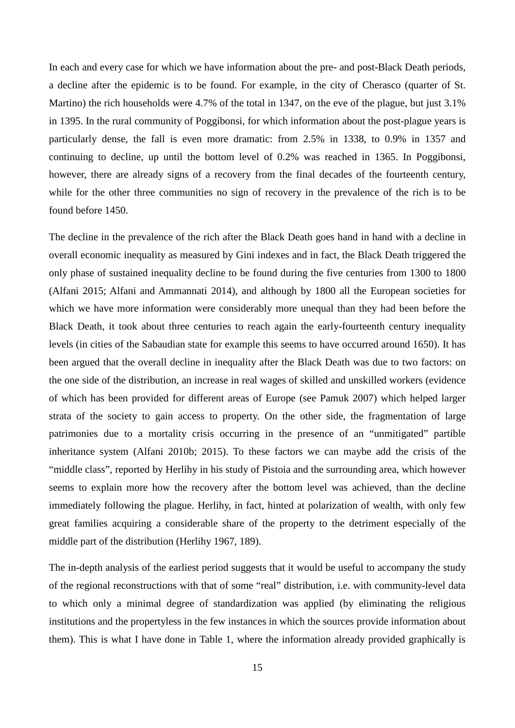In each and every case for which we have information about the pre- and post-Black Death periods, a decline after the epidemic is to be found. For example, in the city of Cherasco (quarter of St. Martino) the rich households were 4.7% of the total in 1347, on the eve of the plague, but just 3.1% in 1395. In the rural community of Poggibonsi, for which information about the post-plague years is particularly dense, the fall is even more dramatic: from 2.5% in 1338, to 0.9% in 1357 and continuing to decline, up until the bottom level of 0.2% was reached in 1365. In Poggibonsi, however, there are already signs of a recovery from the final decades of the fourteenth century, while for the other three communities no sign of recovery in the prevalence of the rich is to be found before 1450.

The decline in the prevalence of the rich after the Black Death goes hand in hand with a decline in overall economic inequality as measured by Gini indexes and in fact, the Black Death triggered the only phase of sustained inequality decline to be found during the five centuries from 1300 to 1800 (Alfani 2015; Alfani and Ammannati 2014), and although by 1800 all the European societies for which we have more information were considerably more unequal than they had been before the Black Death, it took about three centuries to reach again the early-fourteenth century inequality levels (in cities of the Sabaudian state for example this seems to have occurred around 1650). It has been argued that the overall decline in inequality after the Black Death was due to two factors: on the one side of the distribution, an increase in real wages of skilled and unskilled workers (evidence of which has been provided for different areas of Europe (see Pamuk 2007) which helped larger strata of the society to gain access to property. On the other side, the fragmentation of large patrimonies due to a mortality crisis occurring in the presence of an "unmitigated" partible inheritance system (Alfani 2010b; 2015). To these factors we can maybe add the crisis of the "middle class", reported by Herlihy in his study of Pistoia and the surrounding area, which however seems to explain more how the recovery after the bottom level was achieved, than the decline immediately following the plague. Herlihy, in fact, hinted at polarization of wealth, with only few great families acquiring a considerable share of the property to the detriment especially of the middle part of the distribution (Herlihy 1967, 189).

The in-depth analysis of the earliest period suggests that it would be useful to accompany the study of the regional reconstructions with that of some "real" distribution, i.e. with community-level data to which only a minimal degree of standardization was applied (by eliminating the religious institutions and the propertyless in the few instances in which the sources provide information about them). This is what I have done in Table 1, where the information already provided graphically is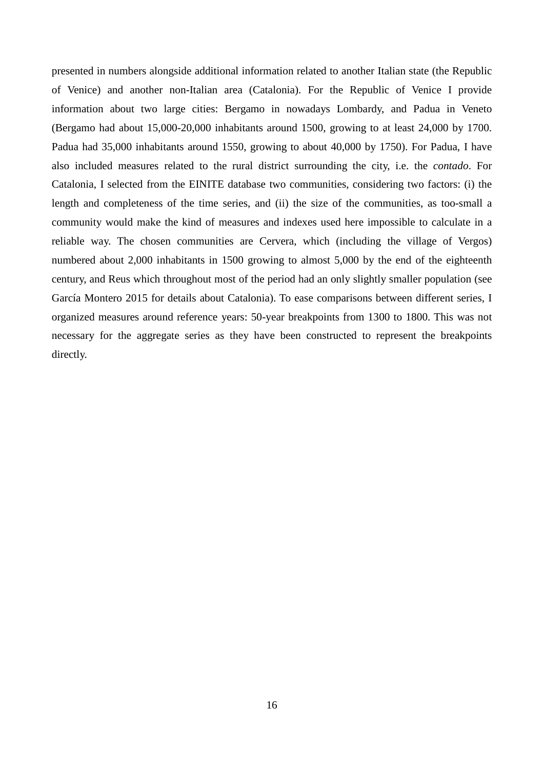presented in numbers alongside additional information related to another Italian state (the Republic of Venice) and another non-Italian area (Catalonia). For the Republic of Venice I provide information about two large cities: Bergamo in nowadays Lombardy, and Padua in Veneto (Bergamo had about 15,000-20,000 inhabitants around 1500, growing to at least 24,000 by 1700. Padua had 35,000 inhabitants around 1550, growing to about 40,000 by 1750). For Padua, I have also included measures related to the rural district surrounding the city, i.e. the *contado*. For Catalonia, I selected from the EINITE database two communities, considering two factors: (i) the length and completeness of the time series, and (ii) the size of the communities, as too-small a community would make the kind of measures and indexes used here impossible to calculate in a reliable way. The chosen communities are Cervera, which (including the village of Vergos) numbered about 2,000 inhabitants in 1500 growing to almost 5,000 by the end of the eighteenth century, and Reus which throughout most of the period had an only slightly smaller population (see García Montero 2015 for details about Catalonia). To ease comparisons between different series, I organized measures around reference years: 50-year breakpoints from 1300 to 1800. This was not necessary for the aggregate series as they have been constructed to represent the breakpoints directly.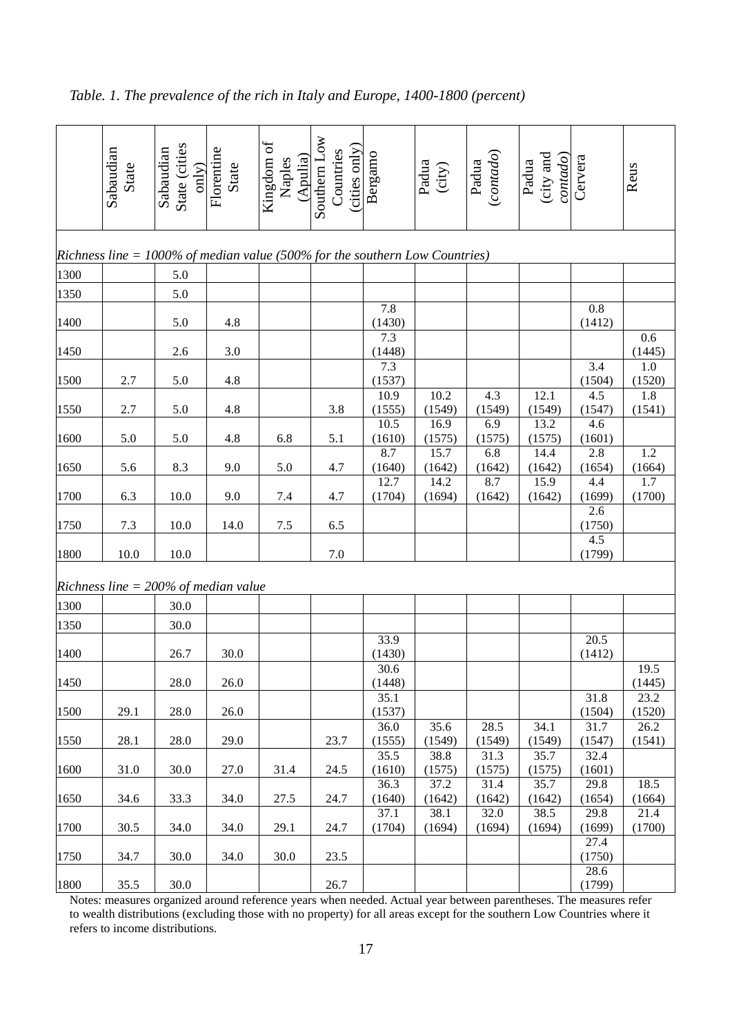*Table. 1. The prevalence of the rich in Italy and Europe, 1400-1800 (percent)*

| | Sabaudian State | Sabaudian State (cities only) | Florentine State | Kingdom of Naples (Apulia) | Southern Low Countries (cities only) | Bergamo | Padua (city) | Padua (*contado*) | Padua (city and *contado*) | Cervera | Reus |
|---|---|---|---|---|---|---|---|---|---|---|---|
| *Richness line = 1000% of median value (500% for the southern Low Countries)* | | | | | | | | | | | |
| 1300 | | 5.0 | | | | | | | | | |
| 1350 | | 5.0 | | | | | | | | | |
| 1400 | | 5.0 | 4.8 | | | 7.8 (1430) | | | | 0.8 (1412) | |
| 1450 | | 2.6 | 3.0 | | | 7.3 (1448) | | | | | 0.6 (1445) |
| 1500 | 2.7 | 5.0 | 4.8 | | | 7.3 (1537) | | | | 3.4 (1504) | 1.0 (1520) |
| 1550 | 2.7 | 5.0 | 4.8 | | 3.8 | 10.9 (1555) | 10.2 (1549) | 4.3 (1549) | 12.1 (1549) | 4.5 (1547) | 1.8 (1541) |
| 1600 | 5.0 | 5.0 | 4.8 | 6.8 | 5.1 | 10.5 (1610) | 16.9 (1575) | 6.9 (1575) | 13.2 (1575) | 4.6 (1601) | |
| 1650 | 5.6 | 8.3 | 9.0 | 5.0 | 4.7 | 8.7 (1640) | 15.7 (1642) | 6.8 (1642) | 14.4 (1642) | 2.8 (1654) | 1.2 (1664) |
| 1700 | 6.3 | 10.0 | 9.0 | 7.4 | 4.7 | 12.7 (1704) | 14.2 (1694) | 8.7 (1642) | 15.9 (1642) | 4.4 (1699) | 1.7 (1700) |
| 1750 | 7.3 | 10.0 | 14.0 | 7.5 | 6.5 | | | | | 2.6 (1750) | |
| 1800 | 10.0 | 10.0 | | | 7.0 | | | | | 4.5 (1799) | |
| *Richness line = 200% of median value* | | | | | | | | | | | |
| 1300 | | 30.0 | | | | | | | | | |
| 1350 | | 30.0 | | | | | | | | | |
| 1400 | | 26.7 | 30.0 | | | 33.9 (1430) | | | | 20.5 (1412) | |
| 1450 | | 28.0 | 26.0 | | | 30.6 (1448) | | | | | 19.5 (1445) |
| 1500 | 29.1 | 28.0 | 26.0 | | | 35.1 (1537) | | | | 31.8 (1504) | 23.2 (1520) |
| 1550 | 28.1 | 28.0 | 29.0 | | 23.7 | 36.0 (1555) | 35.6 (1549) | 28.5 (1549) | 34.1 (1549) | 31.7 (1547) | 26.2 (1541) |
| 1600 | 31.0 | 30.0 | 27.0 | 31.4 | 24.5 | 35.5 (1610) | 38.8 (1575) | 31.3 (1575) | 35.7 (1575) | 32.4 (1601) | |
| 1650 | 34.6 | 33.3 | 34.0 | 27.5 | 24.7 | 36.3 (1640) | 37.2 (1642) | 31.4 (1642) | 35.7 (1642) | 29.8 (1654) | 18.5 (1664) |
| 1700 | 30.5 | 34.0 | 34.0 | 29.1 | 24.7 | 37.1 (1704) | 38.1 (1694) | 32.0 (1694) | 38.5 (1694) | 29.8 (1699) | 21.4 (1700) |
| 1750 | 34.7 | 30.0 | 34.0 | 30.0 | 23.5 | | | | | 27.4 (1750) | |
| 1800 | 35.5 | 30.0 | | | 26.7 | | | | | 28.6 (1799) | |

Notes: measures organized around reference years when needed. Actual year between parentheses. The measures refer to wealth distributions (excluding those with no property) for all areas except for the southern Low Countries where it refers to income distributions.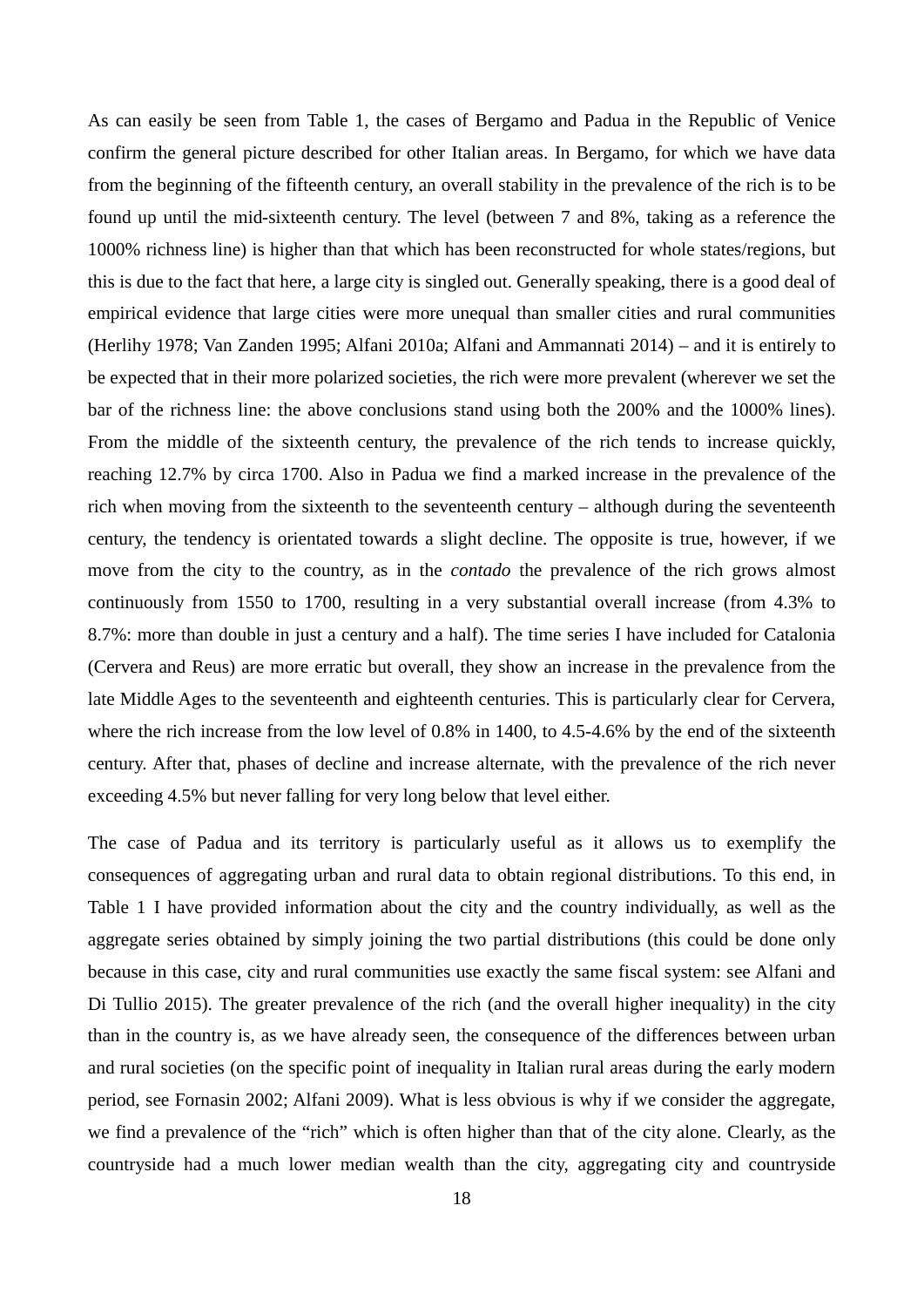As can easily be seen from Table 1, the cases of Bergamo and Padua in the Republic of Venice confirm the general picture described for other Italian areas. In Bergamo, for which we have data from the beginning of the fifteenth century, an overall stability in the prevalence of the rich is to be found up until the mid-sixteenth century. The level (between 7 and 8%, taking as a reference the 1000% richness line) is higher than that which has been reconstructed for whole states/regions, but this is due to the fact that here, a large city is singled out. Generally speaking, there is a good deal of empirical evidence that large cities were more unequal than smaller cities and rural communities (Herlihy 1978; Van Zanden 1995; Alfani 2010a; Alfani and Ammannati 2014) – and it is entirely to be expected that in their more polarized societies, the rich were more prevalent (wherever we set the bar of the richness line: the above conclusions stand using both the 200% and the 1000% lines). From the middle of the sixteenth century, the prevalence of the rich tends to increase quickly, reaching 12.7% by circa 1700. Also in Padua we find a marked increase in the prevalence of the rich when moving from the sixteenth to the seventeenth century – although during the seventeenth century, the tendency is orientated towards a slight decline. The opposite is true, however, if we move from the city to the country, as in the *contado* the prevalence of the rich grows almost continuously from 1550 to 1700, resulting in a very substantial overall increase (from 4.3% to 8.7%: more than double in just a century and a half). The time series I have included for Catalonia (Cervera and Reus) are more erratic but overall, they show an increase in the prevalence from the late Middle Ages to the seventeenth and eighteenth centuries. This is particularly clear for Cervera, where the rich increase from the low level of 0.8% in 1400, to 4.5-4.6% by the end of the sixteenth century. After that, phases of decline and increase alternate, with the prevalence of the rich never exceeding 4.5% but never falling for very long below that level either.

The case of Padua and its territory is particularly useful as it allows us to exemplify the consequences of aggregating urban and rural data to obtain regional distributions. To this end, in Table 1 I have provided information about the city and the country individually, as well as the aggregate series obtained by simply joining the two partial distributions (this could be done only because in this case, city and rural communities use exactly the same fiscal system: see Alfani and Di Tullio 2015). The greater prevalence of the rich (and the overall higher inequality) in the city than in the country is, as we have already seen, the consequence of the differences between urban and rural societies (on the specific point of inequality in Italian rural areas during the early modern period, see Fornasin 2002; Alfani 2009). What is less obvious is why if we consider the aggregate, we find a prevalence of the "rich" which is often higher than that of the city alone. Clearly, as the countryside had a much lower median wealth than the city, aggregating city and countryside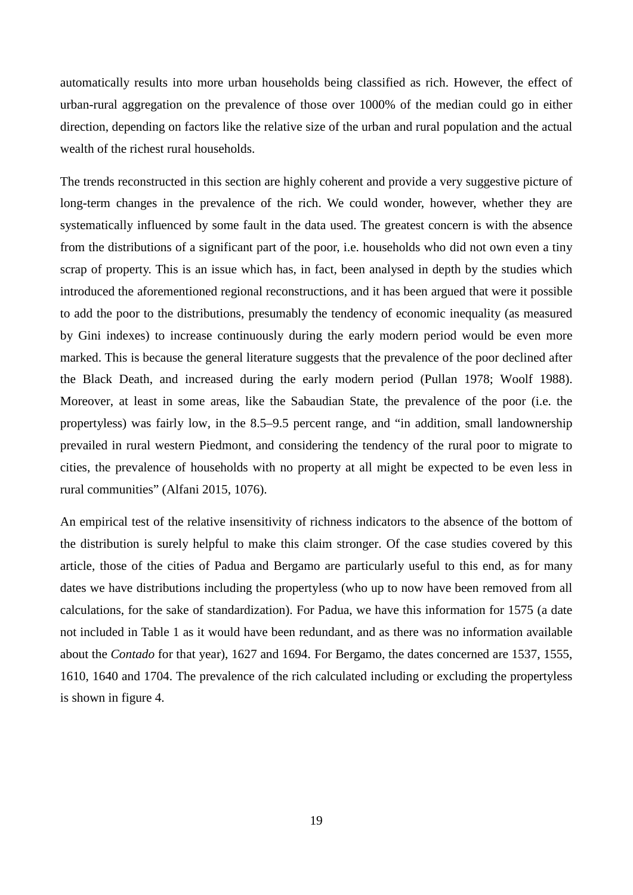automatically results into more urban households being classified as rich. However, the effect of urban-rural aggregation on the prevalence of those over 1000% of the median could go in either direction, depending on factors like the relative size of the urban and rural population and the actual wealth of the richest rural households.

The trends reconstructed in this section are highly coherent and provide a very suggestive picture of long-term changes in the prevalence of the rich. We could wonder, however, whether they are systematically influenced by some fault in the data used. The greatest concern is with the absence from the distributions of a significant part of the poor, i.e. households who did not own even a tiny scrap of property. This is an issue which has, in fact, been analysed in depth by the studies which introduced the aforementioned regional reconstructions, and it has been argued that were it possible to add the poor to the distributions, presumably the tendency of economic inequality (as measured by Gini indexes) to increase continuously during the early modern period would be even more marked. This is because the general literature suggests that the prevalence of the poor declined after the Black Death, and increased during the early modern period (Pullan 1978; Woolf 1988). Moreover, at least in some areas, like the Sabaudian State, the prevalence of the poor (i.e. the propertyless) was fairly low, in the 8.5–9.5 percent range, and "in addition, small landownership prevailed in rural western Piedmont, and considering the tendency of the rural poor to migrate to cities, the prevalence of households with no property at all might be expected to be even less in rural communities" (Alfani 2015, 1076).

An empirical test of the relative insensitivity of richness indicators to the absence of the bottom of the distribution is surely helpful to make this claim stronger. Of the case studies covered by this article, those of the cities of Padua and Bergamo are particularly useful to this end, as for many dates we have distributions including the propertyless (who up to now have been removed from all calculations, for the sake of standardization). For Padua, we have this information for 1575 (a date not included in Table 1 as it would have been redundant, and as there was no information available about the *Contado* for that year), 1627 and 1694. For Bergamo, the dates concerned are 1537, 1555, 1610, 1640 and 1704. The prevalence of the rich calculated including or excluding the propertyless is shown in figure 4.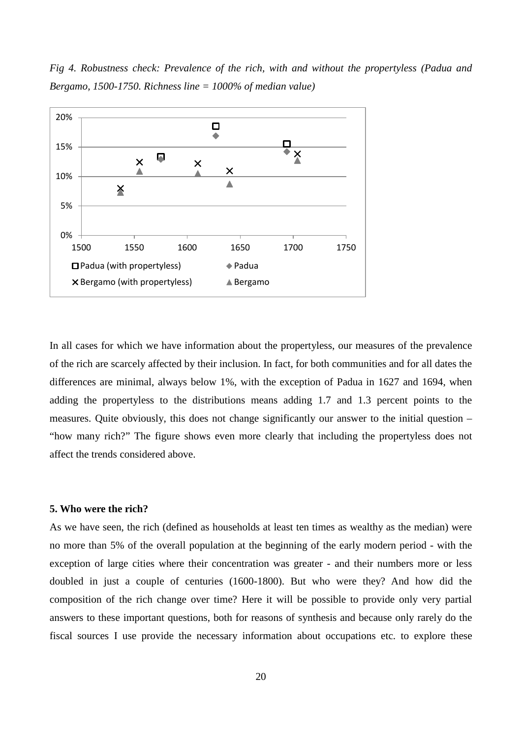*Fig 4. Robustness check: Prevalence of the rich, with and without the propertyless (Padua and Bergamo, 1500-1750. Richness line = 1000% of median value)*

In all cases for which we have information about the propertyless, our measures of the prevalence of the rich are scarcely affected by their inclusion. In fact, for both communities and for all dates the differences are minimal, always below 1%, with the exception of Padua in 1627 and 1694, when adding the propertyless to the distributions means adding 1.7 and 1.3 percent points to the measures. Quite obviously, this does not change significantly our answer to the initial question – "how many rich?" The figure shows even more clearly that including the propertyless does not affect the trends considered above.

**5. Who were the rich?**

As we have seen, the rich (defined as households at least ten times as wealthy as the median) were no more than 5% of the overall population at the beginning of the early modern period - with the exception of large cities where their concentration was greater - and their numbers more or less doubled in just a couple of centuries (1600-1800). But who were they? And how did the composition of the rich change over time? Here it will be possible to provide only very partial answers to these important questions, both for reasons of synthesis and because only rarely do the fiscal sources I use provide the necessary information about occupations etc. to explore these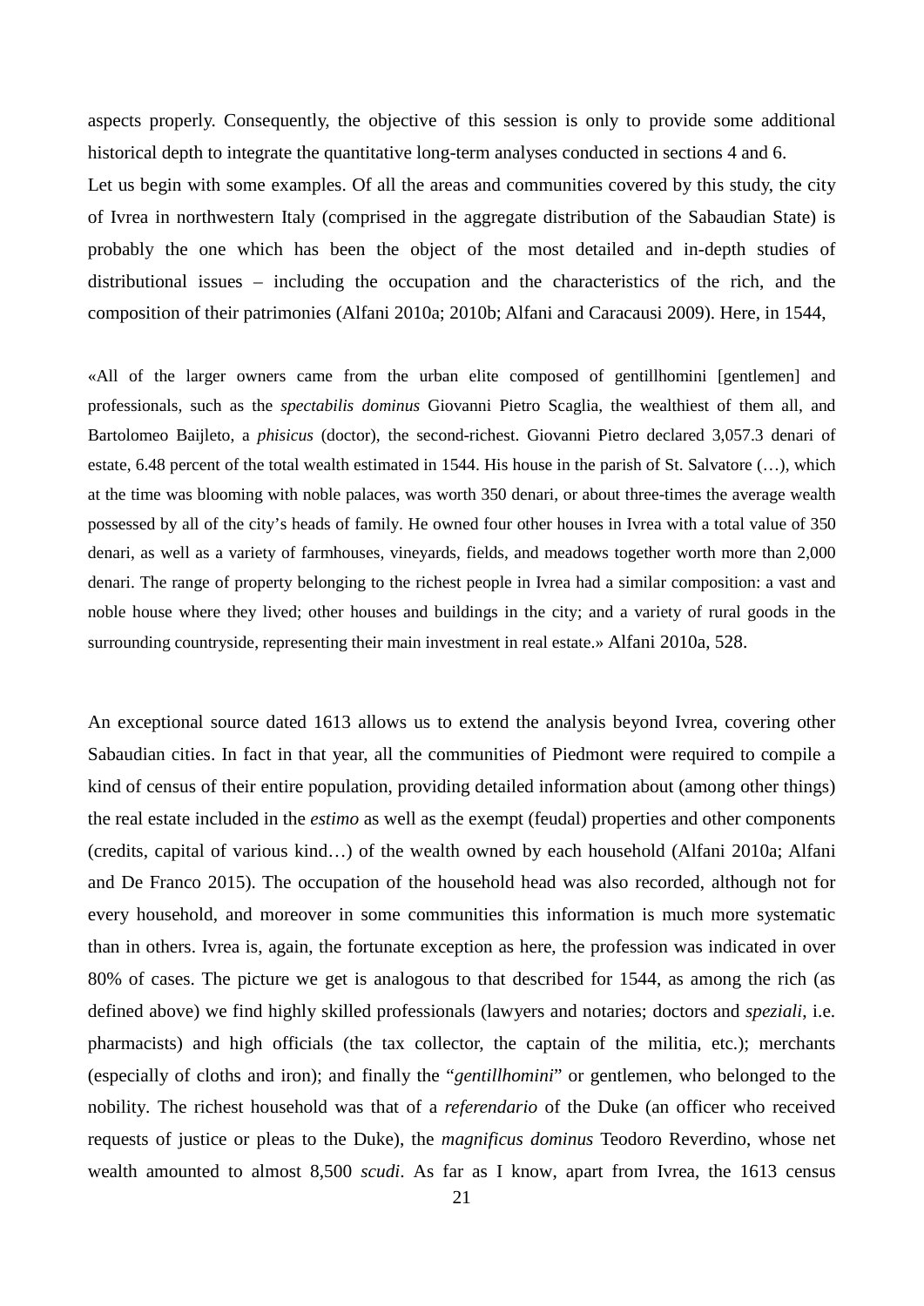aspects properly. Consequently, the objective of this session is only to provide some additional historical depth to integrate the quantitative long-term analyses conducted in sections 4 and 6.

Let us begin with some examples. Of all the areas and communities covered by this study, the city of Ivrea in northwestern Italy (comprised in the aggregate distribution of the Sabaudian State) is probably the one which has been the object of the most detailed and in-depth studies of distributional issues – including the occupation and the characteristics of the rich, and the composition of their patrimonies (Alfani 2010a; 2010b; Alfani and Caracausi 2009). Here, in 1544,

> «All of the larger owners came from the urban elite composed of gentillhomini [gentlemen] and professionals, such as the *spectabilis dominus* Giovanni Pietro Scaglia, the wealthiest of them all, and Bartolomeo Baijleto, a *phisicus* (doctor), the second-richest. Giovanni Pietro declared 3,057.3 denari of estate, 6.48 percent of the total wealth estimated in 1544. His house in the parish of St. Salvatore (…), which at the time was blooming with noble palaces, was worth 350 denari, or about three-times the average wealth possessed by all of the city's heads of family. He owned four other houses in Ivrea with a total value of 350 denari, as well as a variety of farmhouses, vineyards, fields, and meadows together worth more than 2,000 denari. The range of property belonging to the richest people in Ivrea had a similar composition: a vast and noble house where they lived; other houses and buildings in the city; and a variety of rural goods in the surrounding countryside, representing their main investment in real estate.» Alfani 2010a, 528.

An exceptional source dated 1613 allows us to extend the analysis beyond Ivrea, covering other Sabaudian cities. In fact in that year, all the communities of Piedmont were required to compile a kind of census of their entire population, providing detailed information about (among other things) the real estate included in the *estimo* as well as the exempt (feudal) properties and other components (credits, capital of various kind…) of the wealth owned by each household (Alfani 2010a; Alfani and De Franco 2015). The occupation of the household head was also recorded, although not for every household, and moreover in some communities this information is much more systematic than in others. Ivrea is, again, the fortunate exception as here, the profession was indicated in over 80% of cases. The picture we get is analogous to that described for 1544, as among the rich (as defined above) we find highly skilled professionals (lawyers and notaries; doctors and *speziali*, i.e. pharmacists) and high officials (the tax collector, the captain of the militia, etc.); merchants (especially of cloths and iron); and finally the "*gentillhomini*" or gentlemen, who belonged to the nobility. The richest household was that of a *referendario* of the Duke (an officer who received requests of justice or pleas to the Duke), the *magnificus dominus* Teodoro Reverdino, whose net wealth amounted to almost 8,500 *scudi*. As far as I know, apart from Ivrea, the 1613 census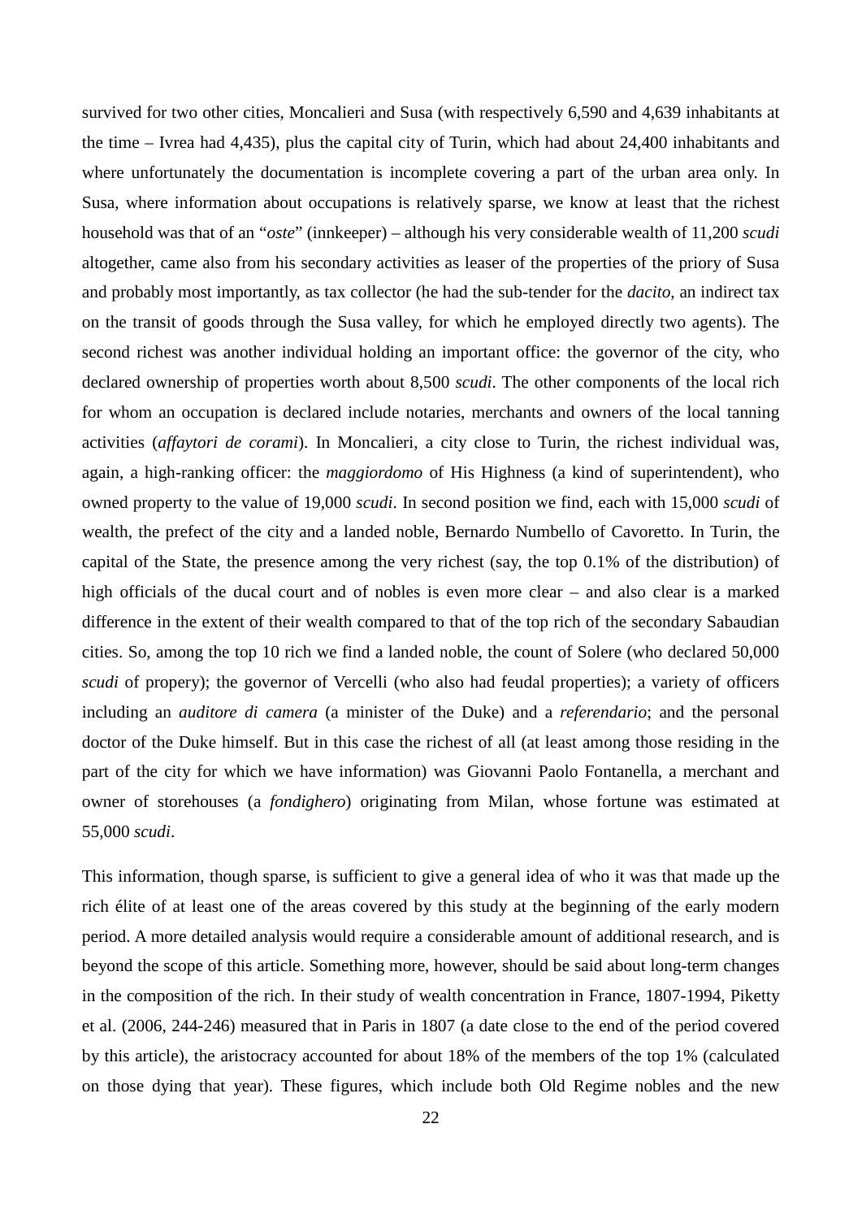survived for two other cities, Moncalieri and Susa (with respectively 6,590 and 4,639 inhabitants at the time – Ivrea had 4,435), plus the capital city of Turin, which had about 24,400 inhabitants and where unfortunately the documentation is incomplete covering a part of the urban area only. In Susa, where information about occupations is relatively sparse, we know at least that the richest household was that of an "*oste*" (innkeeper) – although his very considerable wealth of 11,200 *scudi* altogether, came also from his secondary activities as leaser of the properties of the priory of Susa and probably most importantly, as tax collector (he had the sub-tender for the *dacito*, an indirect tax on the transit of goods through the Susa valley, for which he employed directly two agents). The second richest was another individual holding an important office: the governor of the city, who declared ownership of properties worth about 8,500 *scudi*. The other components of the local rich for whom an occupation is declared include notaries, merchants and owners of the local tanning activities (*affaytori de corami*). In Moncalieri, a city close to Turin, the richest individual was, again, a high-ranking officer: the *maggiordomo* of His Highness (a kind of superintendent), who owned property to the value of 19,000 *scudi*. In second position we find, each with 15,000 *scudi* of wealth, the prefect of the city and a landed noble, Bernardo Numbello of Cavoretto. In Turin, the capital of the State, the presence among the very richest (say, the top 0.1% of the distribution) of high officials of the ducal court and of nobles is even more clear – and also clear is a marked difference in the extent of their wealth compared to that of the top rich of the secondary Sabaudian cities. So, among the top 10 rich we find a landed noble, the count of Solere (who declared 50,000 *scudi* of propery); the governor of Vercelli (who also had feudal properties); a variety of officers including an *auditore di camera* (a minister of the Duke) and a *referendario*; and the personal doctor of the Duke himself. But in this case the richest of all (at least among those residing in the part of the city for which we have information) was Giovanni Paolo Fontanella, a merchant and owner of storehouses (a *fondighero*) originating from Milan, whose fortune was estimated at 55,000 *scudi*.

This information, though sparse, is sufficient to give a general idea of who it was that made up the rich élite of at least one of the areas covered by this study at the beginning of the early modern period. A more detailed analysis would require a considerable amount of additional research, and is beyond the scope of this article. Something more, however, should be said about long-term changes in the composition of the rich. In their study of wealth concentration in France, 1807-1994, Piketty et al. (2006, 244-246) measured that in Paris in 1807 (a date close to the end of the period covered by this article), the aristocracy accounted for about 18% of the members of the top 1% (calculated on those dying that year). These figures, which include both Old Regime nobles and the new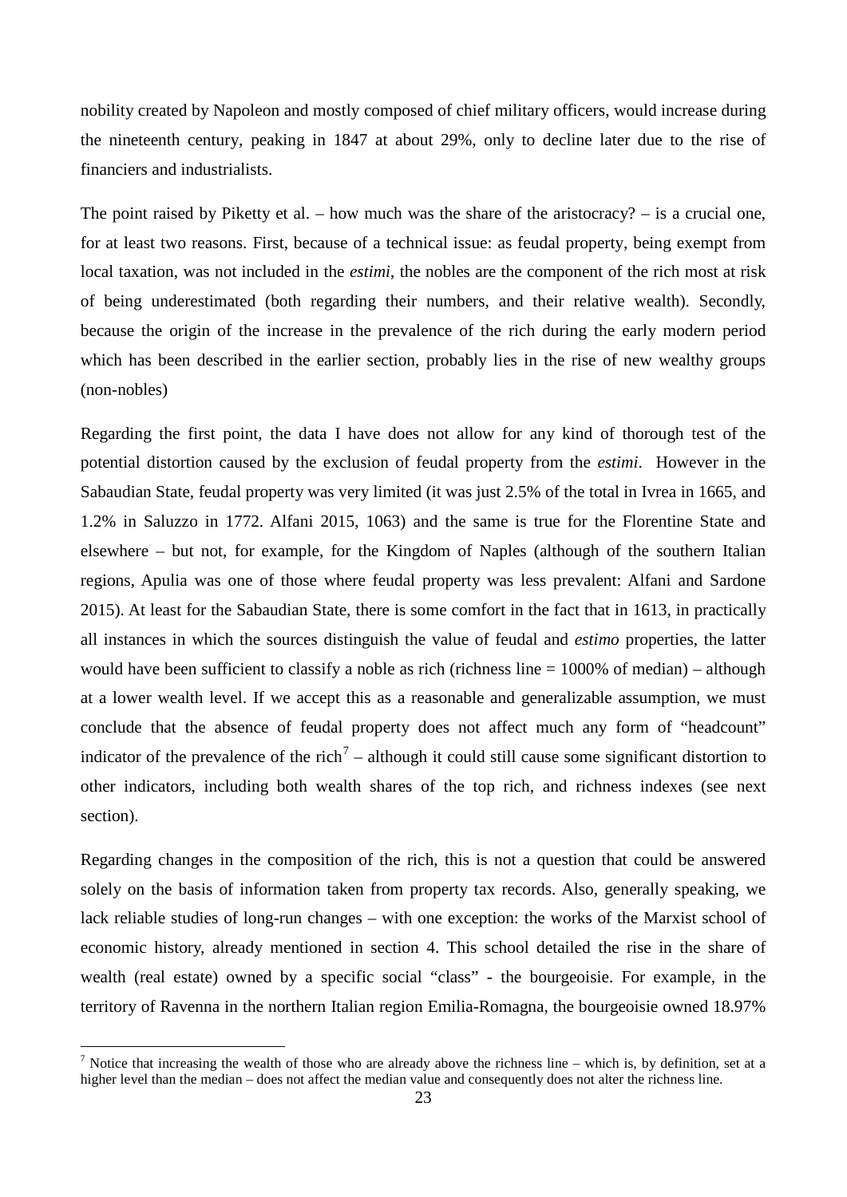nobility created by Napoleon and mostly composed of chief military officers, would increase during the nineteenth century, peaking in 1847 at about 29%, only to decline later due to the rise of financiers and industrialists.

The point raised by Piketty et al. – how much was the share of the aristocracy? – is a crucial one, for at least two reasons. First, because of a technical issue: as feudal property, being exempt from local taxation, was not included in the *estimi*, the nobles are the component of the rich most at risk of being underestimated (both regarding their numbers, and their relative wealth). Secondly, because the origin of the increase in the prevalence of the rich during the early modern period which has been described in the earlier section, probably lies in the rise of new wealthy groups (non-nobles)

Regarding the first point, the data I have does not allow for any kind of thorough test of the potential distortion caused by the exclusion of feudal property from the *estimi*. However in the Sabaudian State, feudal property was very limited (it was just 2.5% of the total in Ivrea in 1665, and 1.2% in Saluzzo in 1772. Alfani 2015, 1063) and the same is true for the Florentine State and elsewhere – but not, for example, for the Kingdom of Naples (although of the southern Italian regions, Apulia was one of those where feudal property was less prevalent: Alfani and Sardone 2015). At least for the Sabaudian State, there is some comfort in the fact that in 1613, in practically all instances in which the sources distinguish the value of feudal and *estimo* properties, the latter would have been sufficient to classify a noble as rich (richness line = 1000% of median) – although at a lower wealth level. If we accept this as a reasonable and generalizable assumption, we must conclude that the absence of feudal property does not affect much any form of "headcount" indicator of the prevalence of the rich[7] – although it could still cause some significant distortion to other indicators, including both wealth shares of the top rich, and richness indexes (see next section).

Regarding changes in the composition of the rich, this is not a question that could be answered solely on the basis of information taken from property tax records. Also, generally speaking, we lack reliable studies of long-run changes – with one exception: the works of the Marxist school of economic history, already mentioned in section 4. This school detailed the rise in the share of wealth (real estate) owned by a specific social "class" - the bourgeoisie. For example, in the territory of Ravenna in the northern Italian region Emilia-Romagna, the bourgeoisie owned 18.97%

[7] Notice that increasing the wealth of those who are already above the richness line – which is, by definition, set at a higher level than the median – does not affect the median value and consequently does not alter the richness line.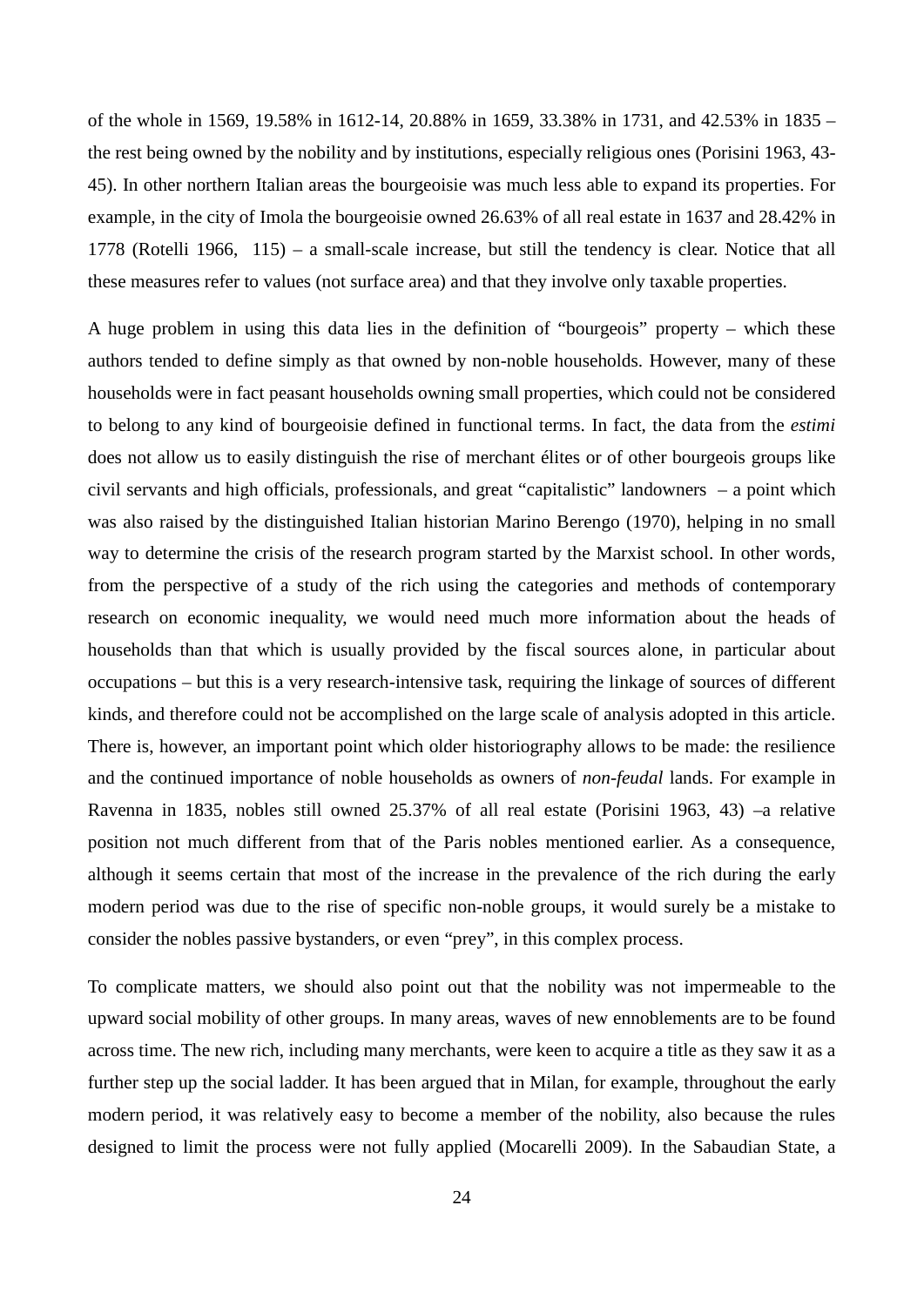of the whole in 1569, 19.58% in 1612-14, 20.88% in 1659, 33.38% in 1731, and 42.53% in 1835 – the rest being owned by the nobility and by institutions, especially religious ones (Porisini 1963, 43-45). In other northern Italian areas the bourgeoisie was much less able to expand its properties. For example, in the city of Imola the bourgeoisie owned 26.63% of all real estate in 1637 and 28.42% in 1778 (Rotelli 1966, 115) – a small-scale increase, but still the tendency is clear. Notice that all these measures refer to values (not surface area) and that they involve only taxable properties.

A huge problem in using this data lies in the definition of "bourgeois" property – which these authors tended to define simply as that owned by non-noble households. However, many of these households were in fact peasant households owning small properties, which could not be considered to belong to any kind of bourgeoisie defined in functional terms. In fact, the data from the *estimi* does not allow us to easily distinguish the rise of merchant élites or of other bourgeois groups like civil servants and high officials, professionals, and great "capitalistic" landowners – a point which was also raised by the distinguished Italian historian Marino Berengo (1970), helping in no small way to determine the crisis of the research program started by the Marxist school. In other words, from the perspective of a study of the rich using the categories and methods of contemporary research on economic inequality, we would need much more information about the heads of households than that which is usually provided by the fiscal sources alone, in particular about occupations – but this is a very research-intensive task, requiring the linkage of sources of different kinds, and therefore could not be accomplished on the large scale of analysis adopted in this article. There is, however, an important point which older historiography allows to be made: the resilience and the continued importance of noble households as owners of *non-feudal* lands. For example in Ravenna in 1835, nobles still owned 25.37% of all real estate (Porisini 1963, 43) –a relative position not much different from that of the Paris nobles mentioned earlier. As a consequence, although it seems certain that most of the increase in the prevalence of the rich during the early modern period was due to the rise of specific non-noble groups, it would surely be a mistake to consider the nobles passive bystanders, or even "prey", in this complex process.

To complicate matters, we should also point out that the nobility was not impermeable to the upward social mobility of other groups. In many areas, waves of new ennoblements are to be found across time. The new rich, including many merchants, were keen to acquire a title as they saw it as a further step up the social ladder. It has been argued that in Milan, for example, throughout the early modern period, it was relatively easy to become a member of the nobility, also because the rules designed to limit the process were not fully applied (Mocarelli 2009). In the Sabaudian State, a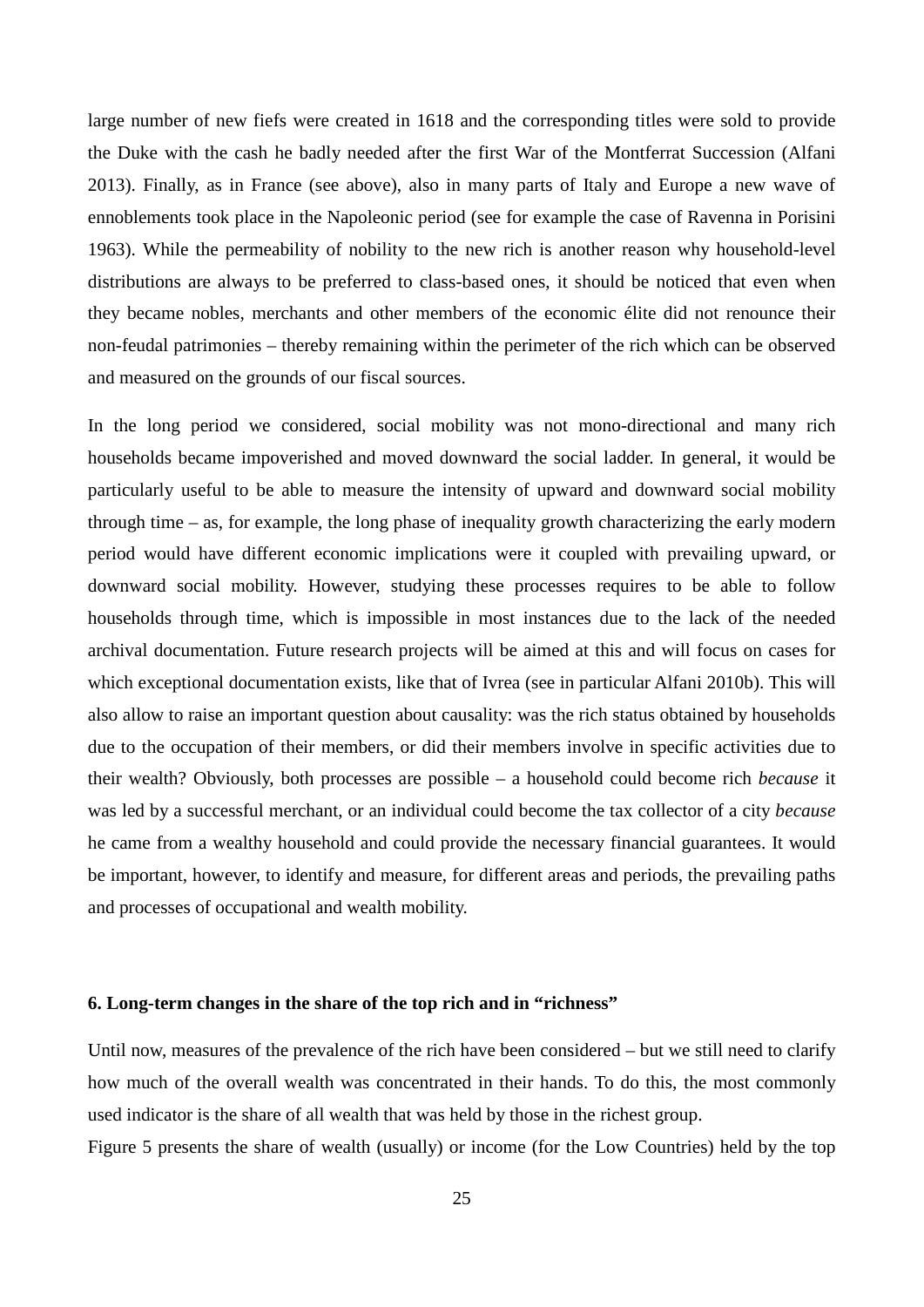large number of new fiefs were created in 1618 and the corresponding titles were sold to provide the Duke with the cash he badly needed after the first War of the Montferrat Succession (Alfani 2013). Finally, as in France (see above), also in many parts of Italy and Europe a new wave of ennoblements took place in the Napoleonic period (see for example the case of Ravenna in Porisini 1963). While the permeability of nobility to the new rich is another reason why household-level distributions are always to be preferred to class-based ones, it should be noticed that even when they became nobles, merchants and other members of the economic élite did not renounce their non-feudal patrimonies – thereby remaining within the perimeter of the rich which can be observed and measured on the grounds of our fiscal sources.

In the long period we considered, social mobility was not mono-directional and many rich households became impoverished and moved downward the social ladder. In general, it would be particularly useful to be able to measure the intensity of upward and downward social mobility through time – as, for example, the long phase of inequality growth characterizing the early modern period would have different economic implications were it coupled with prevailing upward, or downward social mobility. However, studying these processes requires to be able to follow households through time, which is impossible in most instances due to the lack of the needed archival documentation. Future research projects will be aimed at this and will focus on cases for which exceptional documentation exists, like that of Ivrea (see in particular Alfani 2010b). This will also allow to raise an important question about causality: was the rich status obtained by households due to the occupation of their members, or did their members involve in specific activities due to their wealth? Obviously, both processes are possible – a household could become rich *because* it was led by a successful merchant, or an individual could become the tax collector of a city *because* he came from a wealthy household and could provide the necessary financial guarantees. It would be important, however, to identify and measure, for different areas and periods, the prevailing paths and processes of occupational and wealth mobility.

## 6. Long-term changes in the share of the top rich and in "richness"

Until now, measures of the prevalence of the rich have been considered – but we still need to clarify how much of the overall wealth was concentrated in their hands. To do this, the most commonly used indicator is the share of all wealth that was held by those in the richest group.

Figure 5 presents the share of wealth (usually) or income (for the Low Countries) held by the top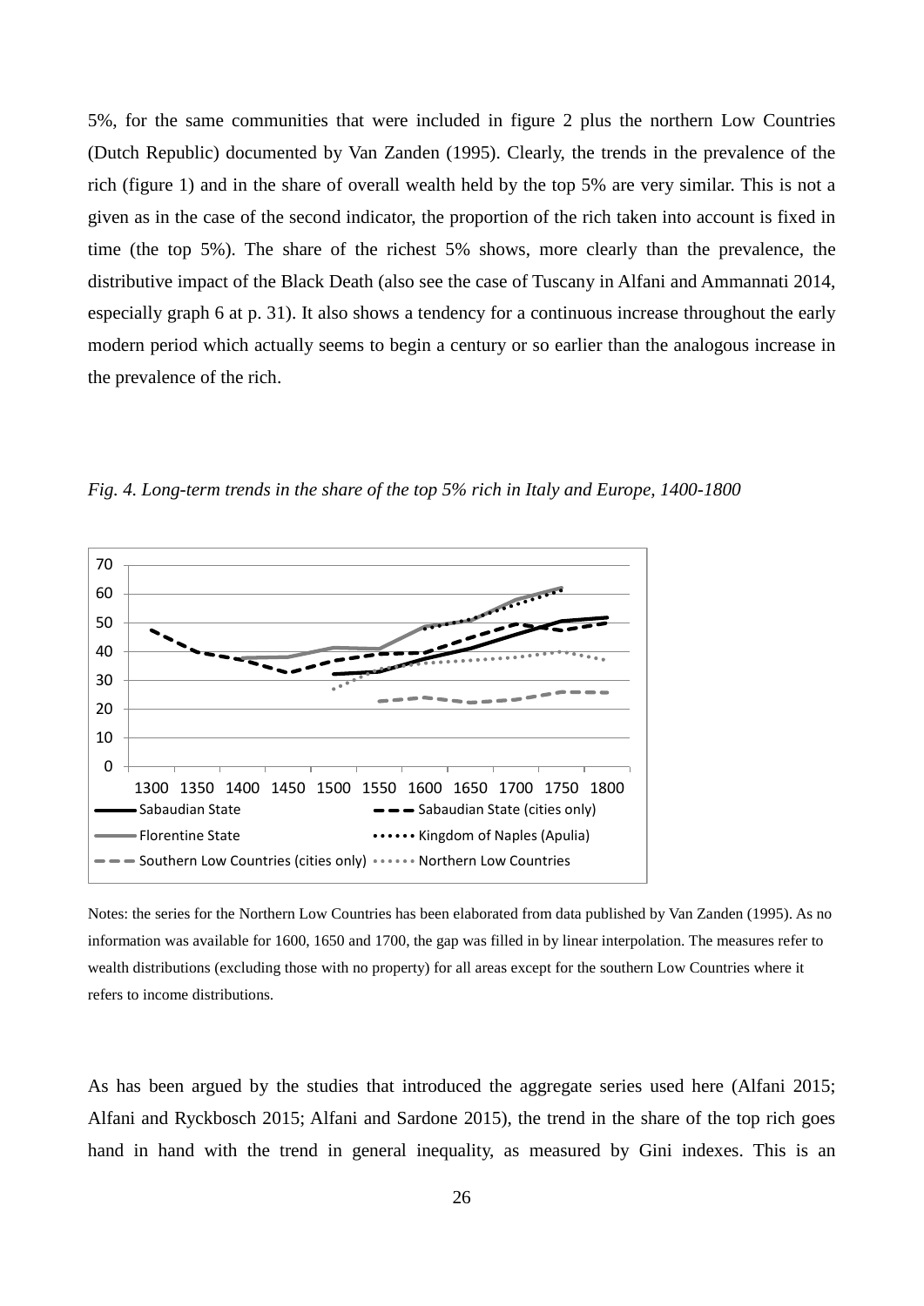5%, for the same communities that were included in figure 2 plus the northern Low Countries (Dutch Republic) documented by Van Zanden (1995). Clearly, the trends in the prevalence of the rich (figure 1) and in the share of overall wealth held by the top 5% are very similar. This is not a given as in the case of the second indicator, the proportion of the rich taken into account is fixed in time (the top 5%). The share of the richest 5% shows, more clearly than the prevalence, the distributive impact of the Black Death (also see the case of Tuscany in Alfani and Ammannati 2014, especially graph 6 at p. 31). It also shows a tendency for a continuous increase throughout the early modern period which actually seems to begin a century or so earlier than the analogous increase in the prevalence of the rich.

*Fig. 4. Long-term trends in the share of the top 5% rich in Italy and Europe, 1400-1800*

Notes: the series for the Northern Low Countries has been elaborated from data published by Van Zanden (1995). As no information was available for 1600, 1650 and 1700, the gap was filled in by linear interpolation. The measures refer to wealth distributions (excluding those with no property) for all areas except for the southern Low Countries where it refers to income distributions.

As has been argued by the studies that introduced the aggregate series used here (Alfani 2015; Alfani and Ryckbosch 2015; Alfani and Sardone 2015), the trend in the share of the top rich goes hand in hand with the trend in general inequality, as measured by Gini indexes. This is an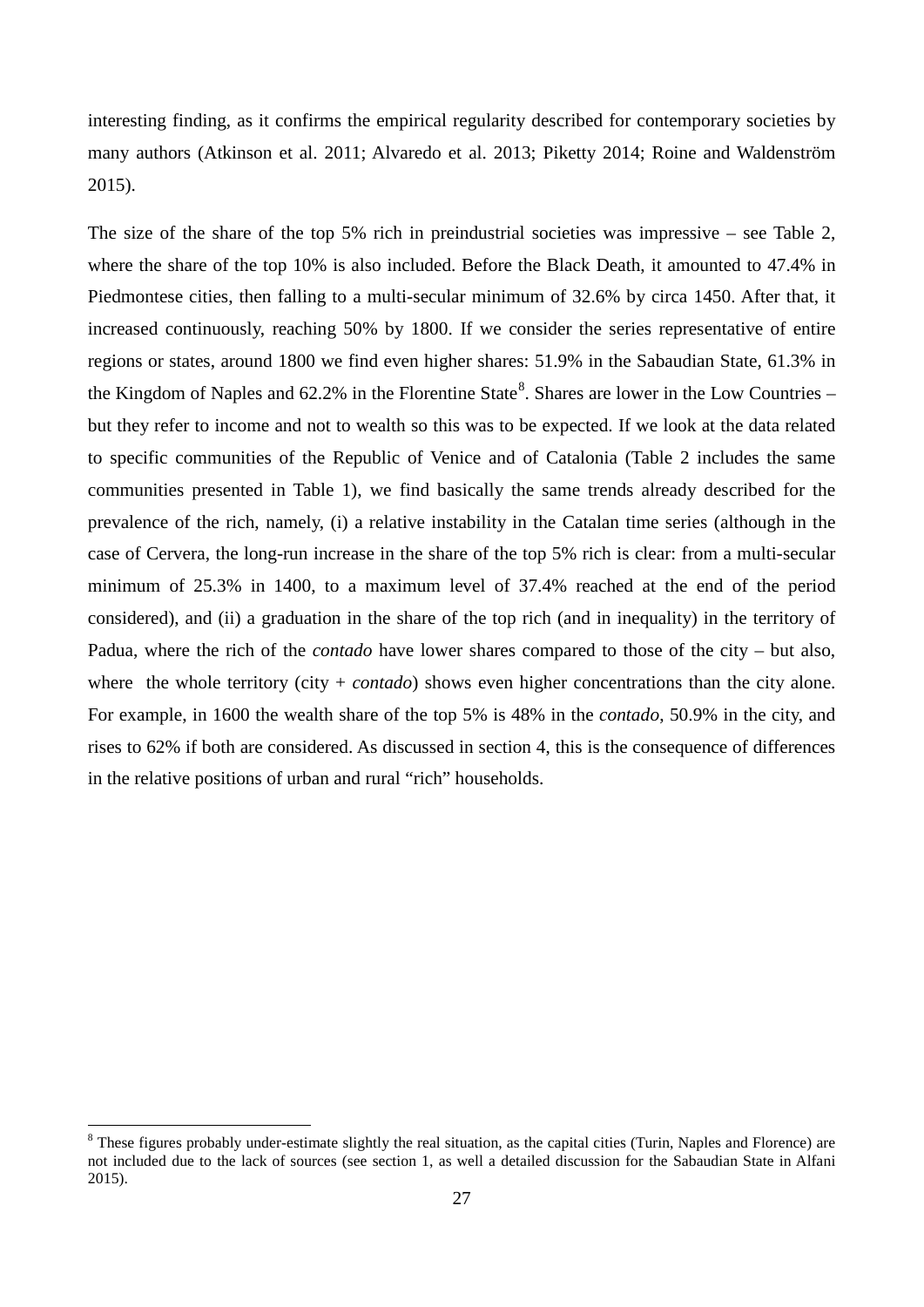interesting finding, as it confirms the empirical regularity described for contemporary societies by many authors (Atkinson et al. 2011; Alvaredo et al. 2013; Piketty 2014; Roine and Waldenström 2015).

The size of the share of the top 5% rich in preindustrial societies was impressive – see Table 2, where the share of the top 10% is also included. Before the Black Death, it amounted to 47.4% in Piedmontese cities, then falling to a multi-secular minimum of 32.6% by circa 1450. After that, it increased continuously, reaching 50% by 1800. If we consider the series representative of entire regions or states, around 1800 we find even higher shares: 51.9% in the Sabaudian State, 61.3% in the Kingdom of Naples and 62.2% in the Florentine State[8]. Shares are lower in the Low Countries – but they refer to income and not to wealth so this was to be expected. If we look at the data related to specific communities of the Republic of Venice and of Catalonia (Table 2 includes the same communities presented in Table 1), we find basically the same trends already described for the prevalence of the rich, namely, (i) a relative instability in the Catalan time series (although in the case of Cervera, the long-run increase in the share of the top 5% rich is clear: from a multi-secular minimum of 25.3% in 1400, to a maximum level of 37.4% reached at the end of the period considered), and (ii) a graduation in the share of the top rich (and in inequality) in the territory of Padua, where the rich of the *contado* have lower shares compared to those of the city – but also, where the whole territory (city + *contado*) shows even higher concentrations than the city alone. For example, in 1600 the wealth share of the top 5% is 48% in the *contado*, 50.9% in the city, and rises to 62% if both are considered. As discussed in section 4, this is the consequence of differences in the relative positions of urban and rural "rich" households.

[8] These figures probably under-estimate slightly the real situation, as the capital cities (Turin, Naples and Florence) are not included due to the lack of sources (see section 1, as well a detailed discussion for the Sabaudian State in Alfani 2015).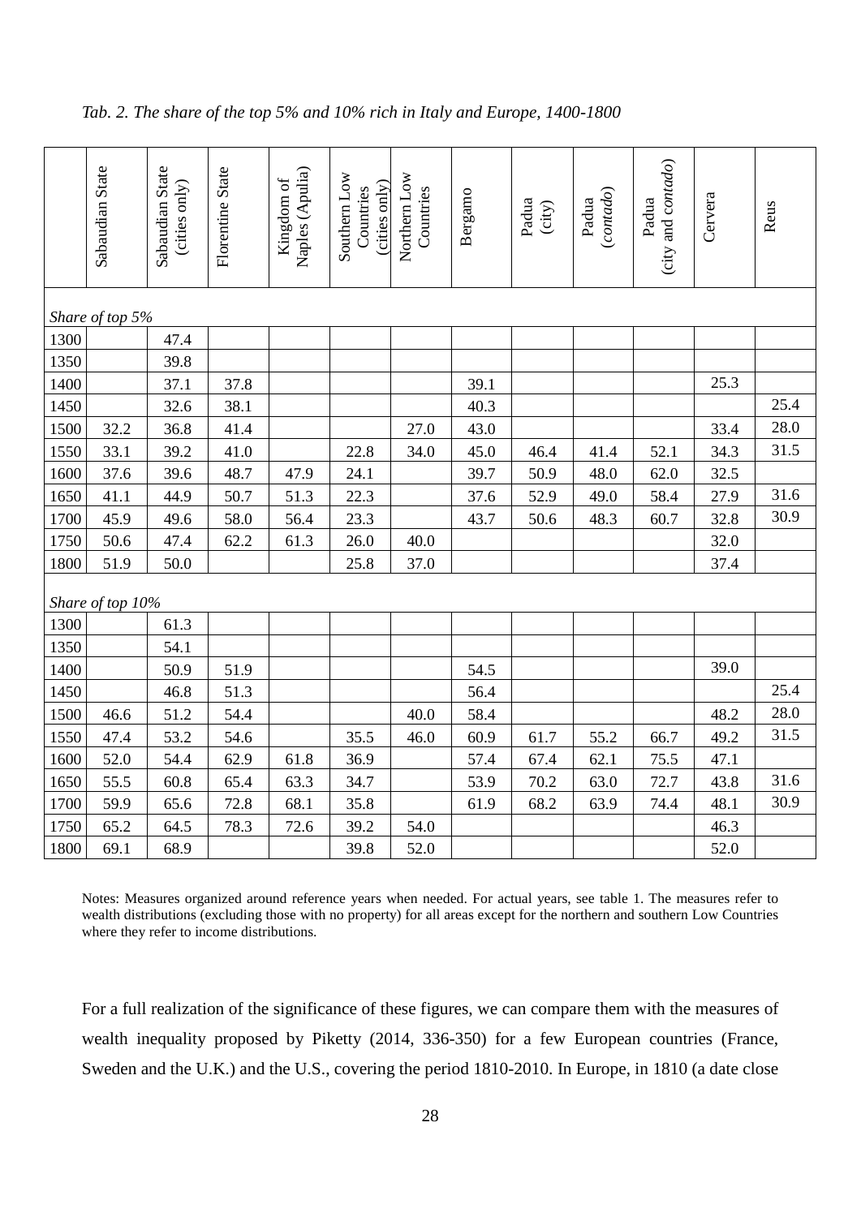*Tab. 2. The share of the top 5% and 10% rich in Italy and Europe, 1400-1800*

| | Sabaudian State | Sabaudian State (cities only) | Florentine State | Kingdom of Naples (Apulia) | Southern Low Countries (cities only) | Northern Low Countries | Bergamo | Padua (city) | Padua (*contado*) | Padua (city and *contado*) | Cervera | Reus |
|---|---|---|---|---|---|---|---|---|---|---|---|---|
| *Share of top 5%* | | | | | | | | | | | | |
| 1300 | | 47.4 | | | | | | | | | | |
| 1350 | | 39.8 | | | | | | | | | | |
| 1400 | | 37.1 | 37.8 | | | | 39.1 | | | | 25.3 | |
| 1450 | | 32.6 | 38.1 | | | | 40.3 | | | | | 25.4 |
| 1500 | 32.2 | 36.8 | 41.4 | | | 27.0 | 43.0 | | | | 33.4 | 28.0 |
| 1550 | 33.1 | 39.2 | 41.0 | | 22.8 | 34.0 | 45.0 | 46.4 | 41.4 | 52.1 | 34.3 | 31.5 |
| 1600 | 37.6 | 39.6 | 48.7 | 47.9 | 24.1 | | 39.7 | 50.9 | 48.0 | 62.0 | 32.5 | |
| 1650 | 41.1 | 44.9 | 50.7 | 51.3 | 22.3 | | 37.6 | 52.9 | 49.0 | 58.4 | 27.9 | 31.6 |
| 1700 | 45.9 | 49.6 | 58.0 | 56.4 | 23.3 | | 43.7 | 50.6 | 48.3 | 60.7 | 32.8 | 30.9 |
| 1750 | 50.6 | 47.4 | 62.2 | 61.3 | 26.0 | 40.0 | | | | | 32.0 | |
| 1800 | 51.9 | 50.0 | | | 25.8 | 37.0 | | | | | 37.4 | |
| *Share of top 10%* | | | | | | | | | | | | |
| 1300 | | 61.3 | | | | | | | | | | |
| 1350 | | 54.1 | | | | | | | | | | |
| 1400 | | 50.9 | 51.9 | | | | 54.5 | | | | 39.0 | |
| 1450 | | 46.8 | 51.3 | | | | 56.4 | | | | | 25.4 |
| 1500 | 46.6 | 51.2 | 54.4 | | | 40.0 | 58.4 | | | | 48.2 | 28.0 |
| 1550 | 47.4 | 53.2 | 54.6 | | 35.5 | 46.0 | 60.9 | 61.7 | 55.2 | 66.7 | 49.2 | 31.5 |
| 1600 | 52.0 | 54.4 | 62.9 | 61.8 | 36.9 | | 57.4 | 67.4 | 62.1 | 75.5 | 47.1 | |
| 1650 | 55.5 | 60.8 | 65.4 | 63.3 | 34.7 | | 53.9 | 70.2 | 63.0 | 72.7 | 43.8 | 31.6 |
| 1700 | 59.9 | 65.6 | 72.8 | 68.1 | 35.8 | | 61.9 | 68.2 | 63.9 | 74.4 | 48.1 | 30.9 |
| 1750 | 65.2 | 64.5 | 78.3 | 72.6 | 39.2 | 54.0 | | | | | 46.3 | |
| 1800 | 69.1 | 68.9 | | | 39.8 | 52.0 | | | | | 52.0 | |

Notes: Measures organized around reference years when needed. For actual years, see table 1. The measures refer to wealth distributions (excluding those with no property) for all areas except for the northern and southern Low Countries where they refer to income distributions.

For a full realization of the significance of these figures, we can compare them with the measures of wealth inequality proposed by Piketty (2014, 336-350) for a few European countries (France, Sweden and the U.K.) and the U.S., covering the period 1810-2010. In Europe, in 1810 (a date close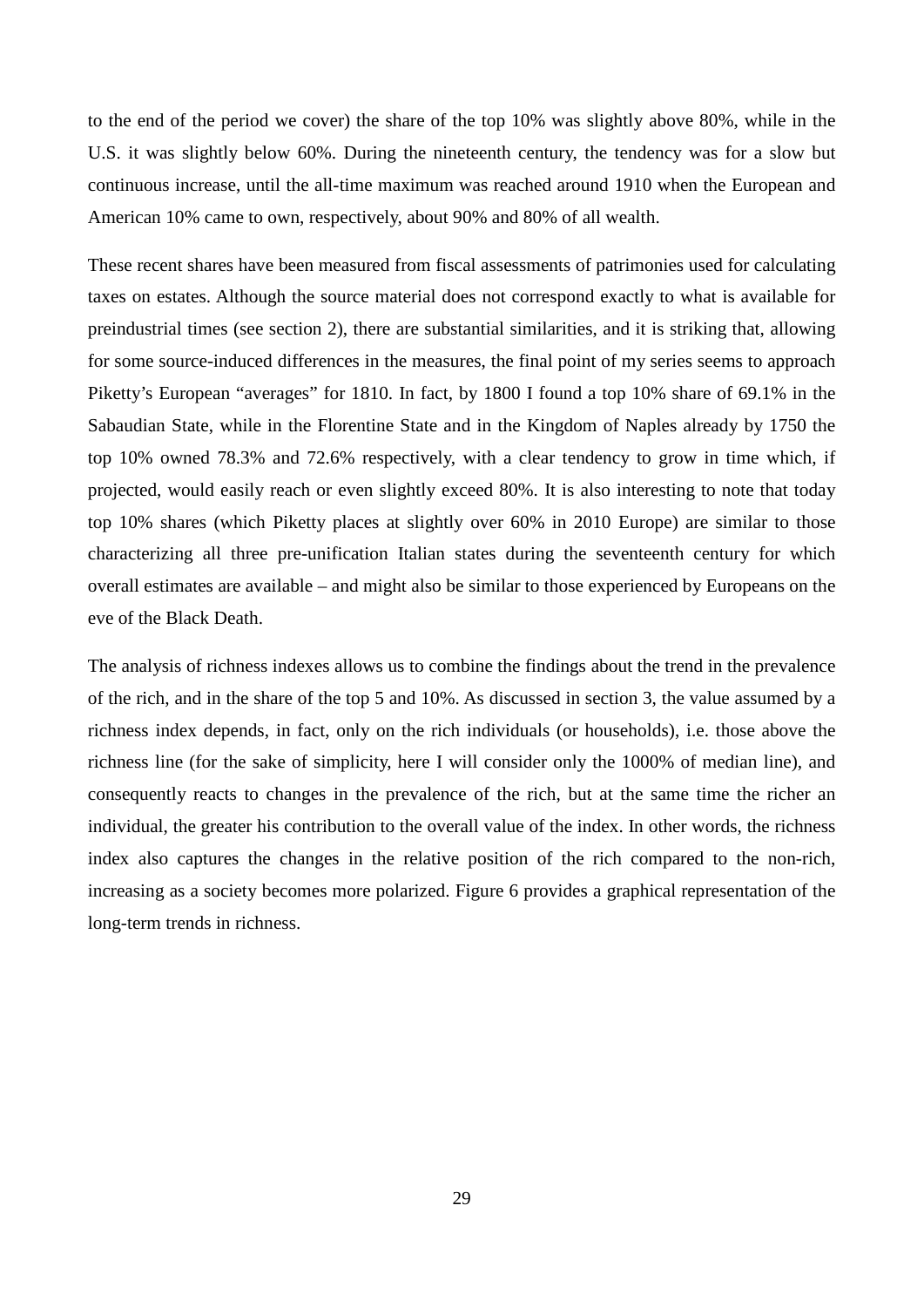to the end of the period we cover) the share of the top 10% was slightly above 80%, while in the U.S. it was slightly below 60%. During the nineteenth century, the tendency was for a slow but continuous increase, until the all-time maximum was reached around 1910 when the European and American 10% came to own, respectively, about 90% and 80% of all wealth.

These recent shares have been measured from fiscal assessments of patrimonies used for calculating taxes on estates. Although the source material does not correspond exactly to what is available for preindustrial times (see section 2), there are substantial similarities, and it is striking that, allowing for some source-induced differences in the measures, the final point of my series seems to approach Piketty's European "averages" for 1810. In fact, by 1800 I found a top 10% share of 69.1% in the Sabaudian State, while in the Florentine State and in the Kingdom of Naples already by 1750 the top 10% owned 78.3% and 72.6% respectively, with a clear tendency to grow in time which, if projected, would easily reach or even slightly exceed 80%. It is also interesting to note that today top 10% shares (which Piketty places at slightly over 60% in 2010 Europe) are similar to those characterizing all three pre-unification Italian states during the seventeenth century for which overall estimates are available – and might also be similar to those experienced by Europeans on the eve of the Black Death.

The analysis of richness indexes allows us to combine the findings about the trend in the prevalence of the rich, and in the share of the top 5 and 10%. As discussed in section 3, the value assumed by a richness index depends, in fact, only on the rich individuals (or households), i.e. those above the richness line (for the sake of simplicity, here I will consider only the 1000% of median line), and consequently reacts to changes in the prevalence of the rich, but at the same time the richer an individual, the greater his contribution to the overall value of the index. In other words, the richness index also captures the changes in the relative position of the rich compared to the non-rich, increasing as a society becomes more polarized. Figure 6 provides a graphical representation of the long-term trends in richness.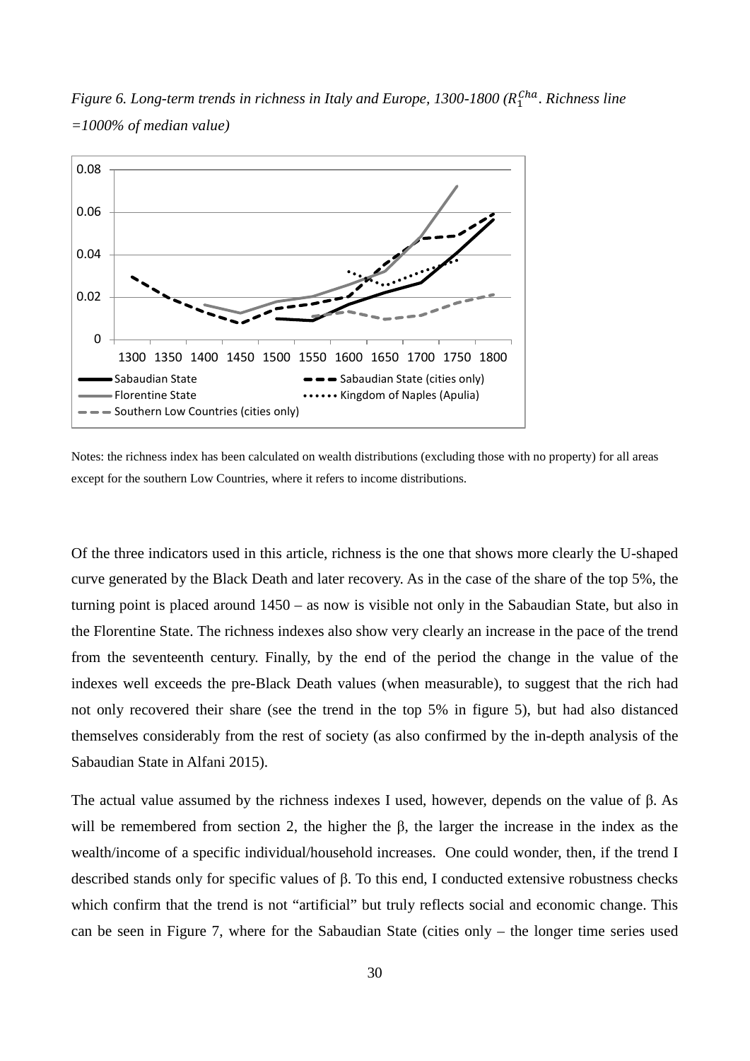*Figure 6. Long-term trends in richness in Italy and Europe, 1300-1800 ($R_1^{Cha}$. Richness line =1000% of median value)*

Notes: the richness index has been calculated on wealth distributions (excluding those with no property) for all areas except for the southern Low Countries, where it refers to income distributions.

Of the three indicators used in this article, richness is the one that shows more clearly the U-shaped curve generated by the Black Death and later recovery. As in the case of the share of the top 5%, the turning point is placed around 1450 – as now is visible not only in the Sabaudian State, but also in the Florentine State. The richness indexes also show very clearly an increase in the pace of the trend from the seventeenth century. Finally, by the end of the period the change in the value of the indexes well exceeds the pre-Black Death values (when measurable), to suggest that the rich had not only recovered their share (see the trend in the top 5% in figure 5), but had also distanced themselves considerably from the rest of society (as also confirmed by the in-depth analysis of the Sabaudian State in Alfani 2015).

The actual value assumed by the richness indexes I used, however, depends on the value of $\beta$. As will be remembered from section 2, the higher the $\beta$, the larger the increase in the index as the wealth/income of a specific individual/household increases. One could wonder, then, if the trend I described stands only for specific values of $\beta$. To this end, I conducted extensive robustness checks which confirm that the trend is not "artificial" but truly reflects social and economic change. This can be seen in Figure 7, where for the Sabaudian State (cities only – the longer time series used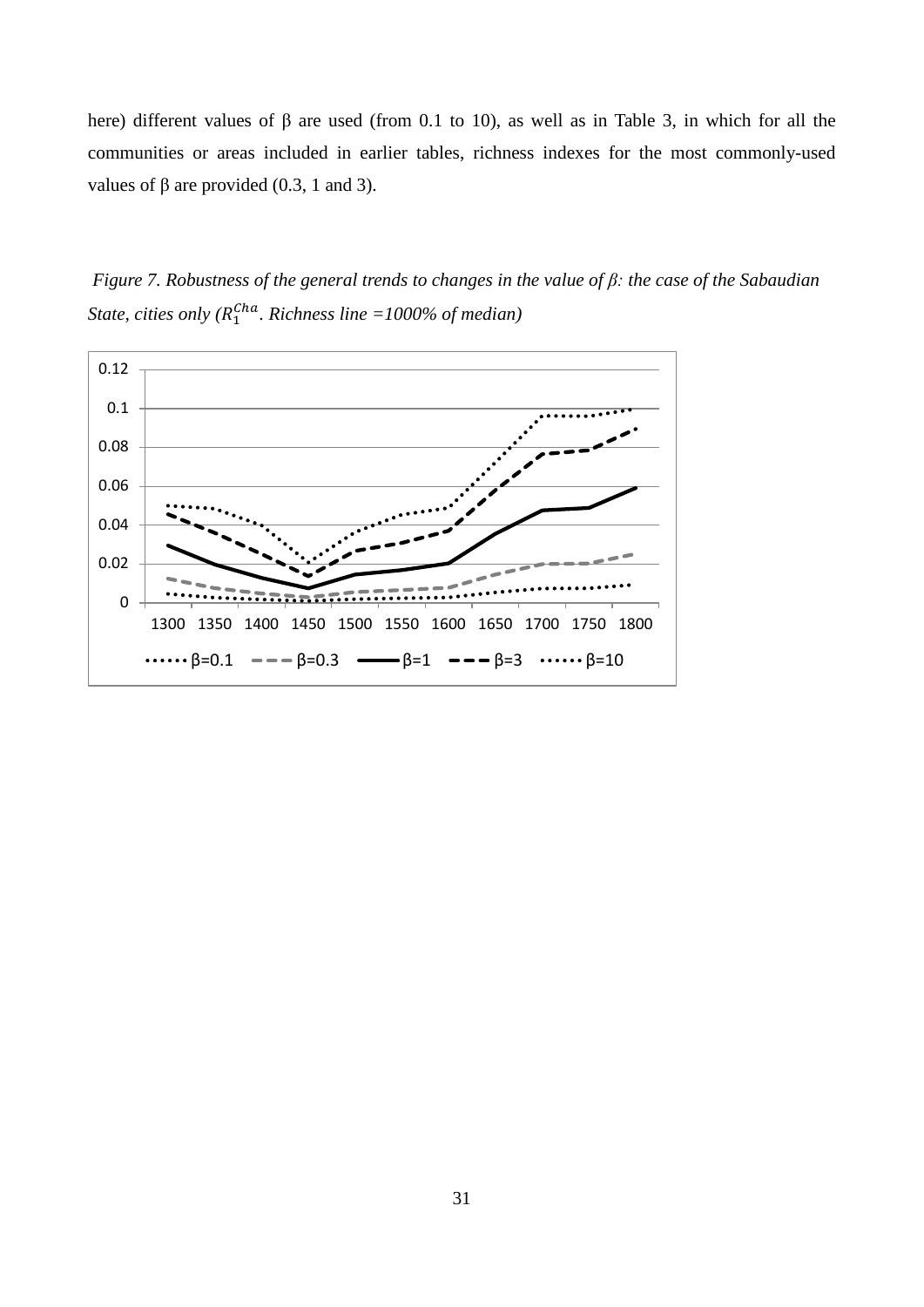here) different values of β are used (from 0.1 to 10), as well as in Table 3, in which for all the communities or areas included in earlier tables, richness indexes for the most commonly-used values of β are provided (0.3, 1 and 3).

*Figure 7. Robustness of the general trends to changes in the value of β: the case of the Sabaudian State, cities only ($R_1^{Cha}$. Richness line =1000% of median)*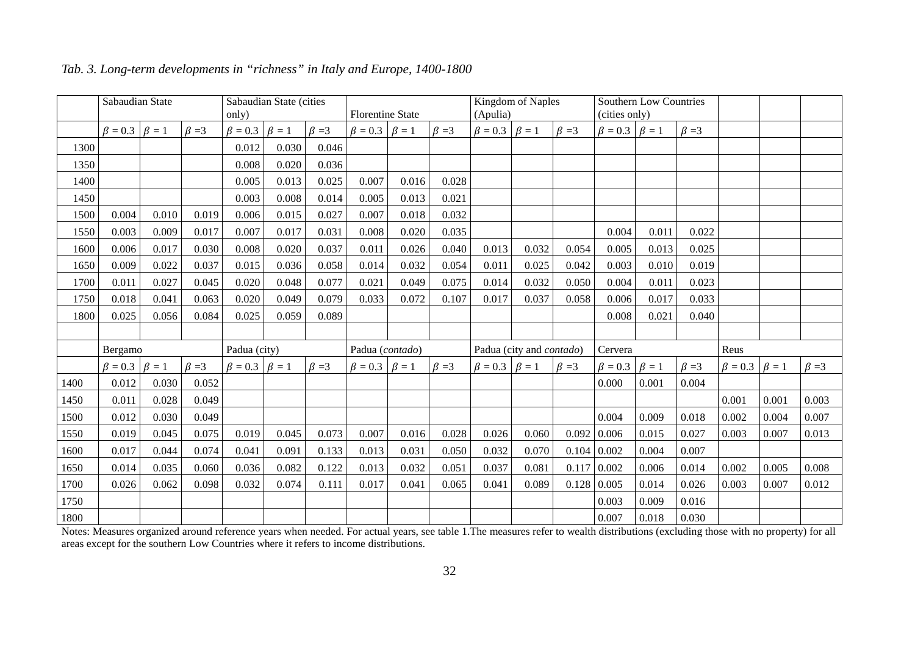*Tab. 3. Long-term developments in "richness" in Italy and Europe, 1400-1800*

| | Sabaudian State | | | Sabaudian State (cities only) | | | Florentine State | | | Kingdom of Naples (Apulia) | | | Southern Low Countries (cities only) | | | | | |
|---|---|---|---|---|---|---|---|---|---|---|---|---|---|---|---|---|---|---|
| | $\beta = 0.3$ | $\beta = 1$ | $\beta = 3$ | $\beta = 0.3$ | $\beta = 1$ | $\beta = 3$ | $\beta = 0.3$ | $\beta = 1$ | $\beta = 3$ | $\beta = 0.3$ | $\beta = 1$ | $\beta = 3$ | $\beta = 0.3$ | $\beta = 1$ | $\beta = 3$ | | | |
| 1300 | | | | 0.012 | 0.030 | 0.046 | | | | | | | | | | | | |
| 1350 | | | | 0.008 | 0.020 | 0.036 | | | | | | | | | | | | |
| 1400 | | | | 0.005 | 0.013 | 0.025 | 0.007 | 0.016 | 0.028 | | | | | | | | | |
| 1450 | | | | 0.003 | 0.008 | 0.014 | 0.005 | 0.013 | 0.021 | | | | | | | | | |
| 1500 | 0.004 | 0.010 | 0.019 | 0.006 | 0.015 | 0.027 | 0.007 | 0.018 | 0.032 | | | | | | | | | |
| 1550 | 0.003 | 0.009 | 0.017 | 0.007 | 0.017 | 0.031 | 0.008 | 0.020 | 0.035 | | | | 0.004 | 0.011 | 0.022 | | | |
| 1600 | 0.006 | 0.017 | 0.030 | 0.008 | 0.020 | 0.037 | 0.011 | 0.026 | 0.040 | 0.013 | 0.032 | 0.054 | 0.005 | 0.013 | 0.025 | | | |
| 1650 | 0.009 | 0.022 | 0.037 | 0.015 | 0.036 | 0.058 | 0.014 | 0.032 | 0.054 | 0.011 | 0.025 | 0.042 | 0.003 | 0.010 | 0.019 | | | |
| 1700 | 0.011 | 0.027 | 0.045 | 0.020 | 0.048 | 0.077 | 0.021 | 0.049 | 0.075 | 0.014 | 0.032 | 0.050 | 0.004 | 0.011 | 0.023 | | | |
| 1750 | 0.018 | 0.041 | 0.063 | 0.020 | 0.049 | 0.079 | 0.033 | 0.072 | 0.107 | 0.017 | 0.037 | 0.058 | 0.006 | 0.017 | 0.033 | | | |
| 1800 | 0.025 | 0.056 | 0.084 | 0.025 | 0.059 | 0.089 | | | | | | | 0.008 | 0.021 | 0.040 | | | |
| | | | | | | | | | | | | | | | | | | |
| | Bergamo | | | Padua (city) | | | Padua (*contado*) | | | Padua (city and *contado*) | | | Cervera | | | Reus | | |
| | $\beta = 0.3$ | $\beta = 1$ | $\beta = 3$ | $\beta = 0.3$ | $\beta = 1$ | $\beta = 3$ | $\beta = 0.3$ | $\beta = 1$ | $\beta = 3$ | $\beta = 0.3$ | $\beta = 1$ | $\beta = 3$ | $\beta = 0.3$ | $\beta = 1$ | $\beta = 3$ | $\beta = 0.3$ | $\beta = 1$ | $\beta = 3$ |
| 1400 | 0.012 | 0.030 | 0.052 | | | | | | | | | | 0.000 | 0.001 | 0.004 | | | |
| 1450 | 0.011 | 0.028 | 0.049 | | | | | | | | | | | | | 0.001 | 0.001 | 0.003 |
| 1500 | 0.012 | 0.030 | 0.049 | | | | | | | | | | 0.004 | 0.009 | 0.018 | 0.002 | 0.004 | 0.007 |
| 1550 | 0.019 | 0.045 | 0.075 | 0.019 | 0.045 | 0.073 | 0.007 | 0.016 | 0.028 | 0.026 | 0.060 | 0.092 | 0.006 | 0.015 | 0.027 | 0.003 | 0.007 | 0.013 |
| 1600 | 0.017 | 0.044 | 0.074 | 0.041 | 0.091 | 0.133 | 0.013 | 0.031 | 0.050 | 0.032 | 0.070 | 0.104 | 0.002 | 0.004 | 0.007 | | | |
| 1650 | 0.014 | 0.035 | 0.060 | 0.036 | 0.082 | 0.122 | 0.013 | 0.032 | 0.051 | 0.037 | 0.081 | 0.117 | 0.002 | 0.006 | 0.014 | 0.002 | 0.005 | 0.008 |
| 1700 | 0.026 | 0.062 | 0.098 | 0.032 | 0.074 | 0.111 | 0.017 | 0.041 | 0.065 | 0.041 | 0.089 | 0.128 | 0.005 | 0.014 | 0.026 | 0.003 | 0.007 | 0.012 |
| 1750 | | | | | | | | | | | | | 0.003 | 0.009 | 0.016 | | | |
| 1800 | | | | | | | | | | | | | 0.007 | 0.018 | 0.030 | | | |

Notes: Measures organized around reference years when needed. For actual years, see table 1.The measures refer to wealth distributions (excluding those with no property) for all areas except for the southern Low Countries where it refers to income distributions.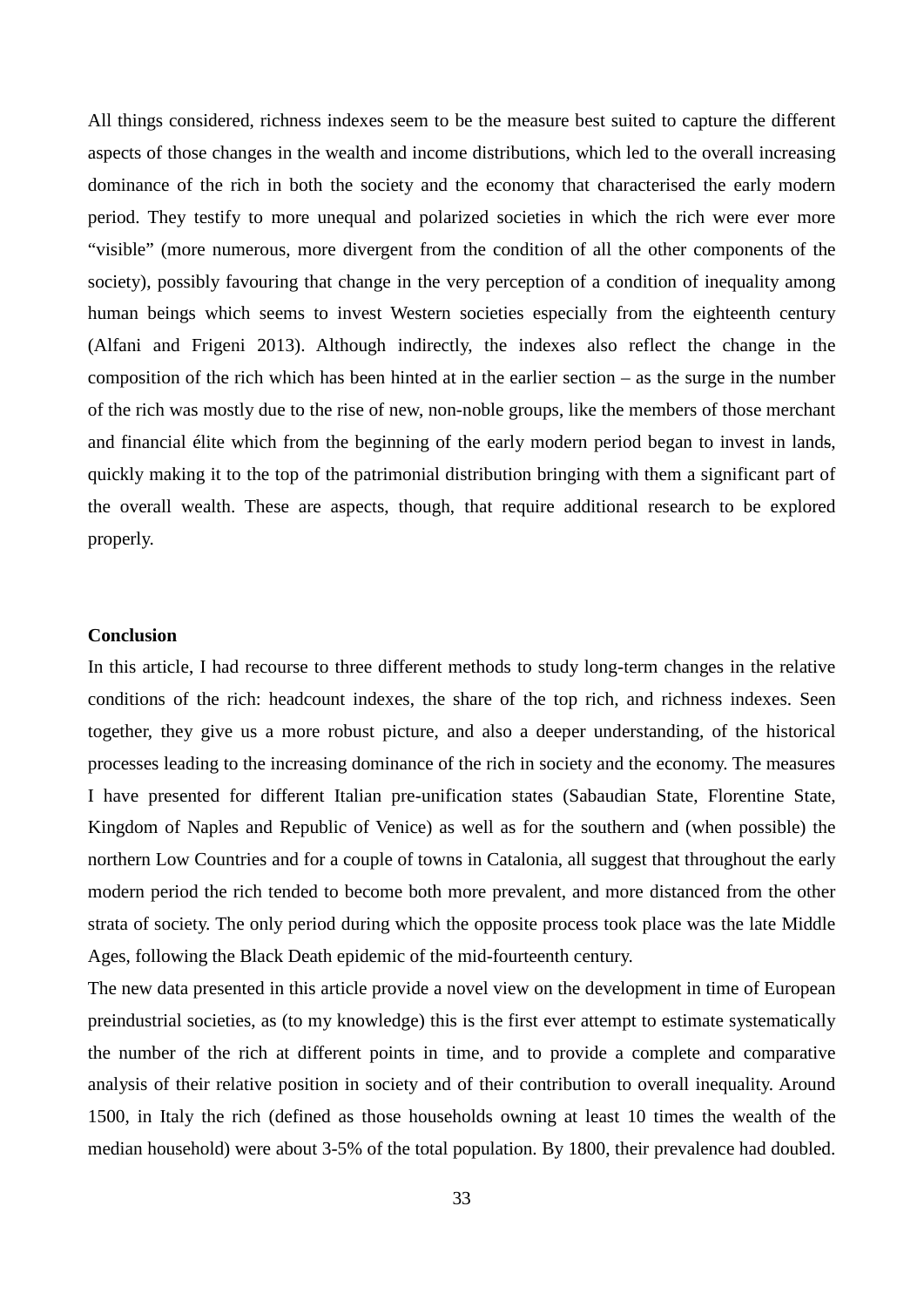All things considered, richness indexes seem to be the measure best suited to capture the different aspects of those changes in the wealth and income distributions, which led to the overall increasing dominance of the rich in both the society and the economy that characterised the early modern period. They testify to more unequal and polarized societies in which the rich were ever more "visible" (more numerous, more divergent from the condition of all the other components of the society), possibly favouring that change in the very perception of a condition of inequality among human beings which seems to invest Western societies especially from the eighteenth century (Alfani and Frigeni 2013). Although indirectly, the indexes also reflect the change in the composition of the rich which has been hinted at in the earlier section – as the surge in the number of the rich was mostly due to the rise of new, non-noble groups, like the members of those merchant and financial élite which from the beginning of the early modern period began to invest in lands, quickly making it to the top of the patrimonial distribution bringing with them a significant part of the overall wealth. These are aspects, though, that require additional research to be explored properly.

## Conclusion

In this article, I had recourse to three different methods to study long-term changes in the relative conditions of the rich: headcount indexes, the share of the top rich, and richness indexes. Seen together, they give us a more robust picture, and also a deeper understanding, of the historical processes leading to the increasing dominance of the rich in society and the economy. The measures I have presented for different Italian pre-unification states (Sabaudian State, Florentine State, Kingdom of Naples and Republic of Venice) as well as for the southern and (when possible) the northern Low Countries and for a couple of towns in Catalonia, all suggest that throughout the early modern period the rich tended to become both more prevalent, and more distanced from the other strata of society. The only period during which the opposite process took place was the late Middle Ages, following the Black Death epidemic of the mid-fourteenth century.

The new data presented in this article provide a novel view on the development in time of European preindustrial societies, as (to my knowledge) this is the first ever attempt to estimate systematically the number of the rich at different points in time, and to provide a complete and comparative analysis of their relative position in society and of their contribution to overall inequality. Around 1500, in Italy the rich (defined as those households owning at least 10 times the wealth of the median household) were about 3-5% of the total population. By 1800, their prevalence had doubled.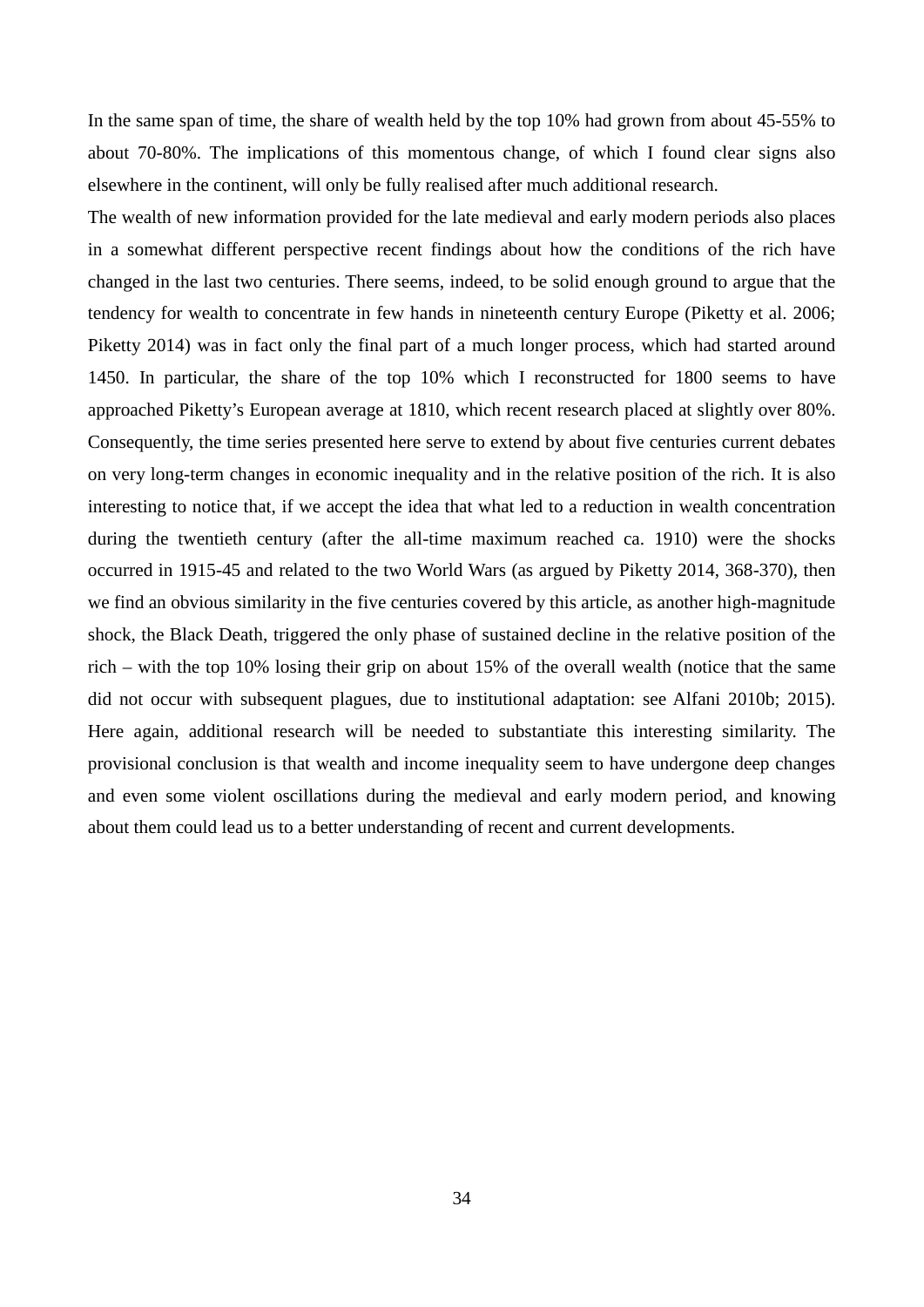In the same span of time, the share of wealth held by the top 10% had grown from about 45-55% to about 70-80%. The implications of this momentous change, of which I found clear signs also elsewhere in the continent, will only be fully realised after much additional research.

The wealth of new information provided for the late medieval and early modern periods also places in a somewhat different perspective recent findings about how the conditions of the rich have changed in the last two centuries. There seems, indeed, to be solid enough ground to argue that the tendency for wealth to concentrate in few hands in nineteenth century Europe (Piketty et al. 2006; Piketty 2014) was in fact only the final part of a much longer process, which had started around 1450. In particular, the share of the top 10% which I reconstructed for 1800 seems to have approached Piketty's European average at 1810, which recent research placed at slightly over 80%. Consequently, the time series presented here serve to extend by about five centuries current debates on very long-term changes in economic inequality and in the relative position of the rich. It is also interesting to notice that, if we accept the idea that what led to a reduction in wealth concentration during the twentieth century (after the all-time maximum reached ca. 1910) were the shocks occurred in 1915-45 and related to the two World Wars (as argued by Piketty 2014, 368-370), then we find an obvious similarity in the five centuries covered by this article, as another high-magnitude shock, the Black Death, triggered the only phase of sustained decline in the relative position of the rich – with the top 10% losing their grip on about 15% of the overall wealth (notice that the same did not occur with subsequent plagues, due to institutional adaptation: see Alfani 2010b; 2015). Here again, additional research will be needed to substantiate this interesting similarity. The provisional conclusion is that wealth and income inequality seem to have undergone deep changes and even some violent oscillations during the medieval and early modern period, and knowing about them could lead us to a better understanding of recent and current developments.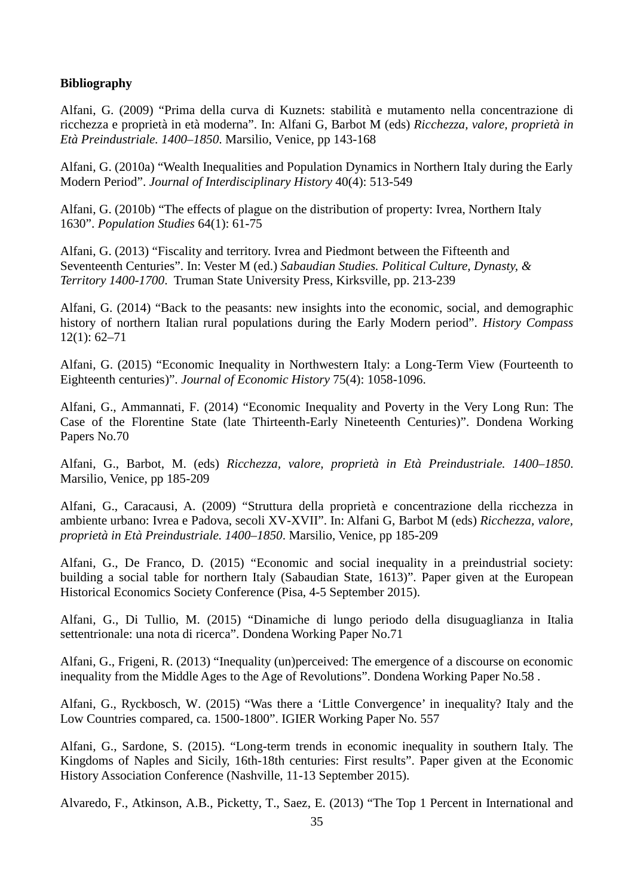**Bibliography**

Alfani, G. (2009) "Prima della curva di Kuznets: stabilità e mutamento nella concentrazione di ricchezza e proprietà in età moderna". In: Alfani G, Barbot M (eds) *Ricchezza, valore, proprietà in Età Preindustriale. 1400–1850*. Marsilio, Venice, pp 143-168

Alfani, G. (2010a) "Wealth Inequalities and Population Dynamics in Northern Italy during the Early Modern Period". *Journal of Interdisciplinary History* 40(4): 513-549

Alfani, G. (2010b) "The effects of plague on the distribution of property: Ivrea, Northern Italy 1630". *Population Studies* 64(1): 61-75

Alfani, G. (2013) "Fiscality and territory. Ivrea and Piedmont between the Fifteenth and Seventeenth Centuries". In: Vester M (ed.) *Sabaudian Studies. Political Culture, Dynasty, & Territory 1400-1700*. Truman State University Press, Kirksville, pp. 213-239

Alfani, G. (2014) "Back to the peasants: new insights into the economic, social, and demographic history of northern Italian rural populations during the Early Modern period". *History Compass* 12(1): 62–71

Alfani, G. (2015) "Economic Inequality in Northwestern Italy: a Long-Term View (Fourteenth to Eighteenth centuries)". *Journal of Economic History* 75(4): 1058-1096.

Alfani, G., Ammannati, F. (2014) "Economic Inequality and Poverty in the Very Long Run: The Case of the Florentine State (late Thirteenth-Early Nineteenth Centuries)". Dondena Working Papers No.70

Alfani, G., Barbot, M. (eds) *Ricchezza, valore, proprietà in Età Preindustriale. 1400–1850*. Marsilio, Venice, pp 185-209

Alfani, G., Caracausi, A. (2009) "Struttura della proprietà e concentrazione della ricchezza in ambiente urbano: Ivrea e Padova, secoli XV-XVII". In: Alfani G, Barbot M (eds) *Ricchezza, valore, proprietà in Età Preindustriale. 1400–1850*. Marsilio, Venice, pp 185-209

Alfani, G., De Franco, D. (2015) "Economic and social inequality in a preindustrial society: building a social table for northern Italy (Sabaudian State, 1613)". Paper given at the European Historical Economics Society Conference (Pisa, 4-5 September 2015).

Alfani, G., Di Tullio, M. (2015) "Dinamiche di lungo periodo della disuguaglianza in Italia settentrionale: una nota di ricerca". Dondena Working Paper No.71

Alfani, G., Frigeni, R. (2013) "Inequality (un)perceived: The emergence of a discourse on economic inequality from the Middle Ages to the Age of Revolutions". Dondena Working Paper No.58 .

Alfani, G., Ryckbosch, W. (2015) "Was there a 'Little Convergence' in inequality? Italy and the Low Countries compared, ca. 1500-1800". IGIER Working Paper No. 557

Alfani, G., Sardone, S. (2015). "Long-term trends in economic inequality in southern Italy. The Kingdoms of Naples and Sicily, 16th-18th centuries: First results". Paper given at the Economic History Association Conference (Nashville, 11-13 September 2015).

Alvaredo, F., Atkinson, A.B., Picketty, T., Saez, E. (2013) "The Top 1 Percent in International and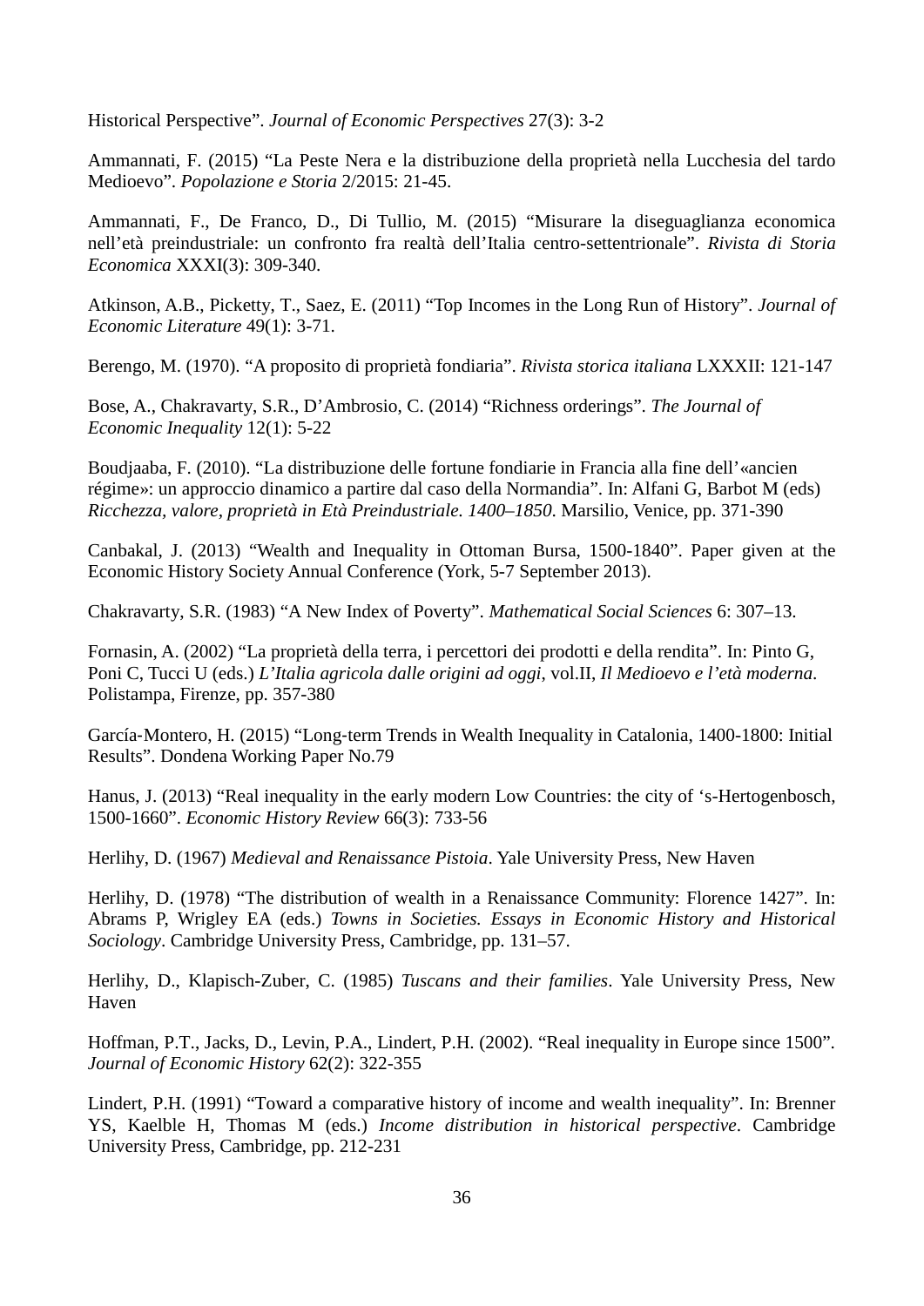Historical Perspective". *Journal of Economic Perspectives* 27(3): 3-2

Ammannati, F. (2015) "La Peste Nera e la distribuzione della proprietà nella Lucchesia del tardo Medioevo". *Popolazione e Storia* 2/2015: 21-45.

Ammannati, F., De Franco, D., Di Tullio, M. (2015) "Misurare la diseguaglianza economica nell'età preindustriale: un confronto fra realtà dell'Italia centro-settentrionale". *Rivista di Storia Economica* XXXI(3): 309-340.

Atkinson, A.B., Picketty, T., Saez, E. (2011) "Top Incomes in the Long Run of History". *Journal of Economic Literature* 49(1): 3-71.

Berengo, M. (1970). "A proposito di proprietà fondiaria". *Rivista storica italiana* LXXXII: 121-147

Bose, A., Chakravarty, S.R., D'Ambrosio, C. (2014) "Richness orderings". *The Journal of Economic Inequality* 12(1): 5-22

Boudjaaba, F. (2010). "La distribuzione delle fortune fondiarie in Francia alla fine dell'«ancien régime»: un approccio dinamico a partire dal caso della Normandia". In: Alfani G, Barbot M (eds) *Ricchezza, valore, proprietà in Età Preindustriale. 1400–1850*. Marsilio, Venice, pp. 371-390

Canbakal, J. (2013) "Wealth and Inequality in Ottoman Bursa, 1500-1840". Paper given at the Economic History Society Annual Conference (York, 5-7 September 2013).

Chakravarty, S.R. (1983) "A New Index of Poverty". *Mathematical Social Sciences* 6: 307–13.

Fornasin, A. (2002) "La proprietà della terra, i percettori dei prodotti e della rendita". In: Pinto G, Poni C, Tucci U (eds.) *L'Italia agricola dalle origini ad oggi*, vol.II, *Il Medioevo e l'età moderna*. Polistampa, Firenze, pp. 357-380

García-Montero, H. (2015) "Long-term Trends in Wealth Inequality in Catalonia, 1400-1800: Initial Results". Dondena Working Paper No.79

Hanus, J. (2013) "Real inequality in the early modern Low Countries: the city of 's-Hertogenbosch, 1500-1660". *Economic History Review* 66(3): 733-56

Herlihy, D. (1967) *Medieval and Renaissance Pistoia*. Yale University Press, New Haven

Herlihy, D. (1978) "The distribution of wealth in a Renaissance Community: Florence 1427". In: Abrams P, Wrigley EA (eds.) *Towns in Societies. Essays in Economic History and Historical Sociology*. Cambridge University Press, Cambridge, pp. 131–57.

Herlihy, D., Klapisch-Zuber, C. (1985) *Tuscans and their families*. Yale University Press, New Haven

Hoffman, P.T., Jacks, D., Levin, P.A., Lindert, P.H. (2002). "Real inequality in Europe since 1500". *Journal of Economic History* 62(2): 322-355

Lindert, P.H. (1991) "Toward a comparative history of income and wealth inequality". In: Brenner YS, Kaelble H, Thomas M (eds.) *Income distribution in historical perspective*. Cambridge University Press, Cambridge, pp. 212-231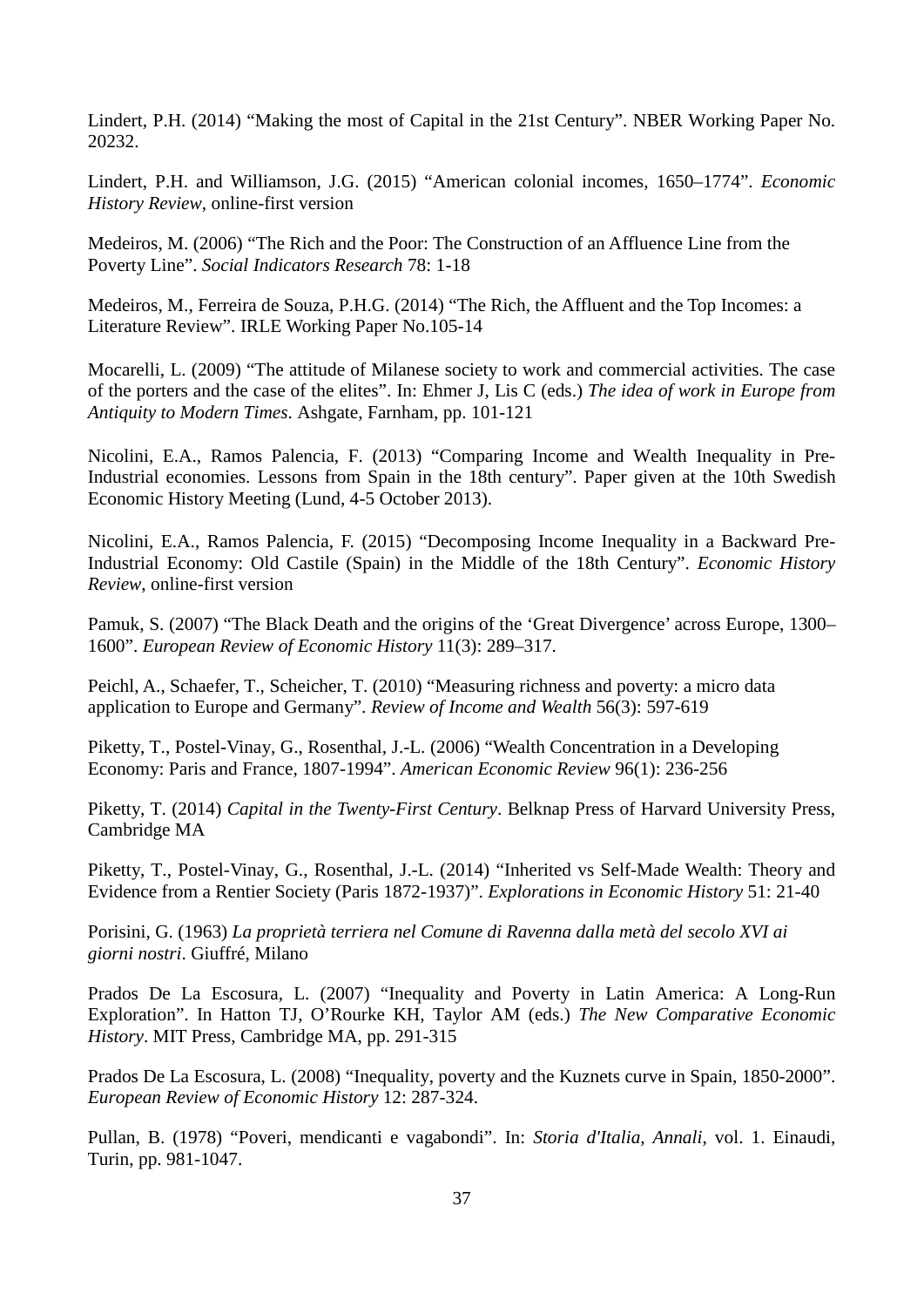Lindert, P.H. (2014) “Making the most of Capital in the 21st Century”. NBER Working Paper No. 20232.

Lindert, P.H. and Williamson, J.G. (2015) “American colonial incomes, 1650–1774”. *Economic History Review*, online-first version

Medeiros, M. (2006) “The Rich and the Poor: The Construction of an Affluence Line from the Poverty Line”. *Social Indicators Research* 78: 1-18

Medeiros, M., Ferreira de Souza, P.H.G. (2014) “The Rich, the Affluent and the Top Incomes: a Literature Review”. IRLE Working Paper No.105-14

Mocarelli, L. (2009) “The attitude of Milanese society to work and commercial activities. The case of the porters and the case of the elites”. In: Ehmer J, Lis C (eds.) *The idea of work in Europe from Antiquity to Modern Times*. Ashgate, Farnham, pp. 101-121

Nicolini, E.A., Ramos Palencia, F. (2013) “Comparing Income and Wealth Inequality in Pre-Industrial economies. Lessons from Spain in the 18th century”. Paper given at the 10th Swedish Economic History Meeting (Lund, 4-5 October 2013).

Nicolini, E.A., Ramos Palencia, F. (2015) “Decomposing Income Inequality in a Backward Pre-Industrial Economy: Old Castile (Spain) in the Middle of the 18th Century”. *Economic History Review*, online-first version

Pamuk, S. (2007) “The Black Death and the origins of the ‘Great Divergence’ across Europe, 1300–1600”. *European Review of Economic History* 11(3): 289–317.

Peichl, A., Schaefer, T., Scheicher, T. (2010) “Measuring richness and poverty: a micro data application to Europe and Germany”. *Review of Income and Wealth* 56(3): 597-619

Piketty, T., Postel-Vinay, G., Rosenthal, J.-L. (2006) “Wealth Concentration in a Developing Economy: Paris and France, 1807-1994”. *American Economic Review* 96(1): 236-256

Piketty, T. (2014) *Capital in the Twenty-First Century*. Belknap Press of Harvard University Press, Cambridge MA

Piketty, T., Postel-Vinay, G., Rosenthal, J.-L. (2014) “Inherited vs Self-Made Wealth: Theory and Evidence from a Rentier Society (Paris 1872-1937)”. *Explorations in Economic History* 51: 21-40

Porisini, G. (1963) *La proprietà terriera nel Comune di Ravenna dalla metà del secolo XVI ai giorni nostri*. Giuffré, Milano

Prados De La Escosura, L. (2007) “Inequality and Poverty in Latin America: A Long-Run Exploration”. In Hatton TJ, O’Rourke KH, Taylor AM (eds.) *The New Comparative Economic History*. MIT Press, Cambridge MA, pp. 291-315

Prados De La Escosura, L. (2008) “Inequality, poverty and the Kuznets curve in Spain, 1850-2000”. *European Review of Economic History* 12: 287-324.

Pullan, B. (1978) “Poveri, mendicanti e vagabondi”. In: *Storia d'Italia*, *Annali*, vol. 1. Einaudi, Turin, pp. 981-1047.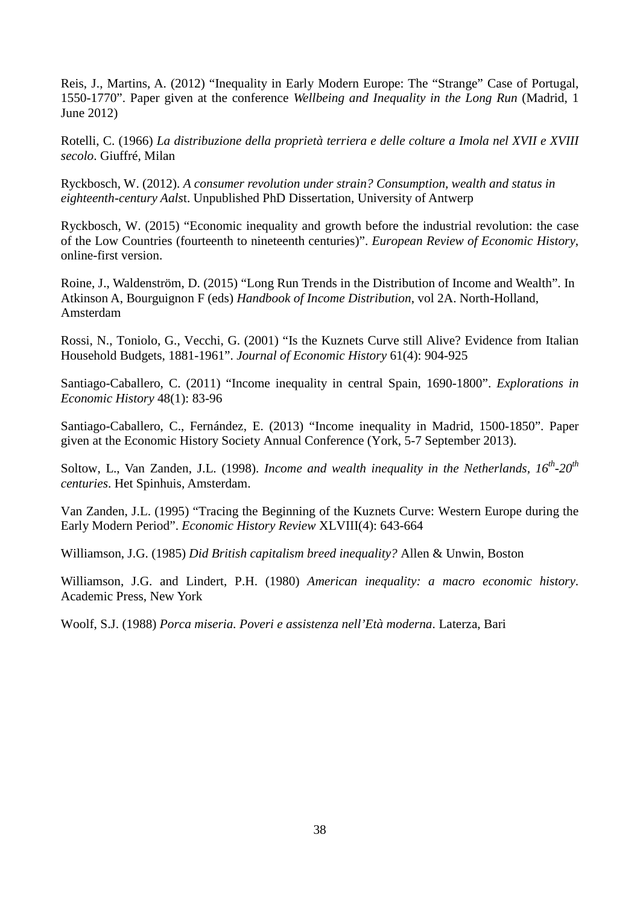Reis, J., Martins, A. (2012) "Inequality in Early Modern Europe: The "Strange" Case of Portugal, 1550-1770". Paper given at the conference *Wellbeing and Inequality in the Long Run* (Madrid, 1 June 2012)

Rotelli, C. (1966) *La distribuzione della proprietà terriera e delle colture a Imola nel XVII e XVIII secolo*. Giuffré, Milan

Ryckbosch, W. (2012). *A consumer revolution under strain? Consumption, wealth and status in eighteenth-century Aals*t. Unpublished PhD Dissertation, University of Antwerp

Ryckbosch, W. (2015) "Economic inequality and growth before the industrial revolution: the case of the Low Countries (fourteenth to nineteenth centuries)". *European Review of Economic History*, online-first version.

Roine, J., Waldenström, D. (2015) "Long Run Trends in the Distribution of Income and Wealth". In Atkinson A, Bourguignon F (eds) *Handbook of Income Distribution*, vol 2A. North-Holland, Amsterdam

Rossi, N., Toniolo, G., Vecchi, G. (2001) "Is the Kuznets Curve still Alive? Evidence from Italian Household Budgets, 1881-1961". *Journal of Economic History* 61(4): 904-925

Santiago-Caballero, C. (2011) "Income inequality in central Spain, 1690-1800". *Explorations in Economic History* 48(1): 83-96

Santiago-Caballero, C., Fernández, E. (2013) "Income inequality in Madrid, 1500-1850". Paper given at the Economic History Society Annual Conference (York, 5-7 September 2013).

Soltow, L., Van Zanden, J.L. (1998). *Income and wealth inequality in the Netherlands, 16th-20th centuries*. Het Spinhuis, Amsterdam.

Van Zanden, J.L. (1995) "Tracing the Beginning of the Kuznets Curve: Western Europe during the Early Modern Period". *Economic History Review* XLVIII(4): 643-664

Williamson, J.G. (1985) *Did British capitalism breed inequality?* Allen & Unwin, Boston

Williamson, J.G. and Lindert, P.H. (1980) *American inequality: a macro economic history*. Academic Press, New York

Woolf, S.J. (1988) *Porca miseria. Poveri e assistenza nell'Età moderna*. Laterza, Bari